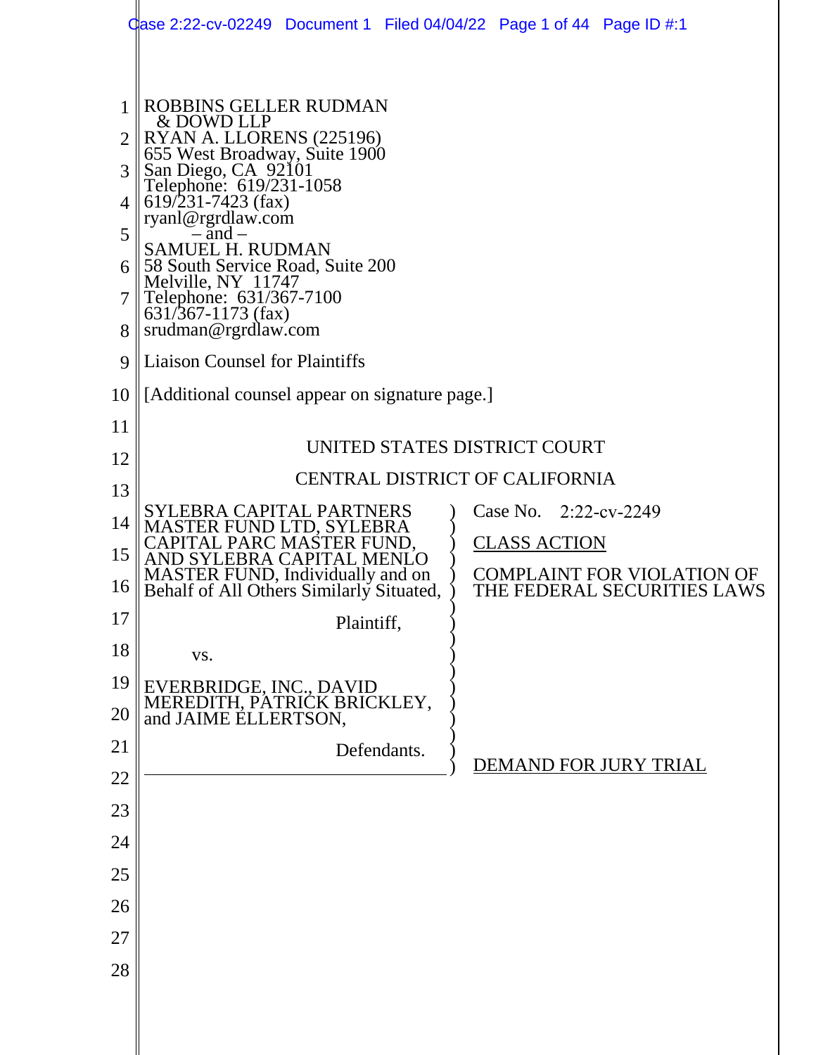ROBBINS GELLER RUDMAN
& DOWD LLP
RYAN A. LLORENS (225196)
655 West Broadway, Suite 1900
San Diego, CA 92101
Telephone: 619/231-1058
619/231-7423 (fax)
ryanl@rgrdlaw.com
– and –
SAMUEL H. RUDMAN
58 South Service Road, Suite 200
Melville, NY 11747
Telephone: 631/367-7100
631/367-1173 (fax)
srudman@rgrdlaw.com

Liaison Counsel for Plaintiffs

[Additional counsel appear on signature page.]

UNITED STATES DISTRICT COURT

CENTRAL DISTRICT OF CALIFORNIA

SYLEBRA CAPITAL PARTNERS MASTER FUND LTD, SYLEBRA CAPITAL PARC MASTER FUND, AND SYLEBRA CAPITAL MENLO MASTER FUND, Individually and on Behalf of All Others Similarly Situated,

Plaintiff,

vs.

EVERBRIDGE, INC., DAVID MEREDITH, PATRICK BRICKLEY, and JAIME ELLERTSON,

Defendants.

Case No. 2:22-cv-2249

CLASS ACTION

COMPLAINT FOR VIOLATION OF THE FEDERAL SECURITIES LAWS

DEMAND FOR JURY TRIAL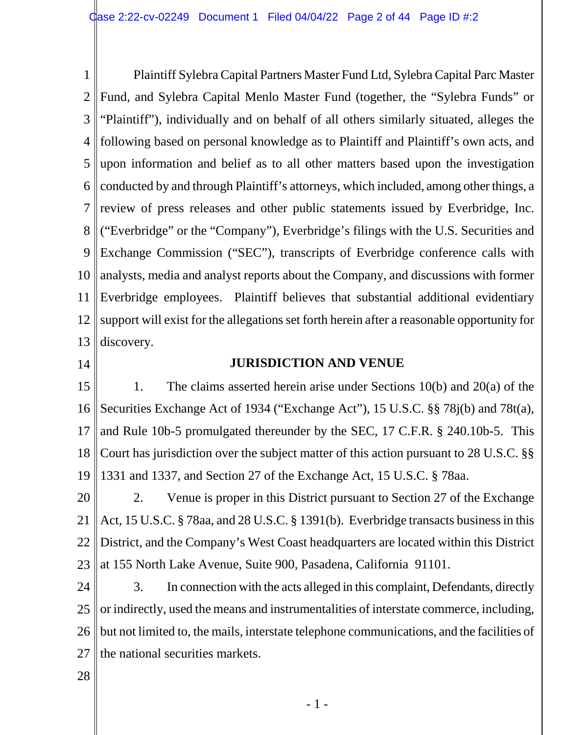Plaintiff Sylebra Capital Partners Master Fund Ltd, Sylebra Capital Parc Master Fund, and Sylebra Capital Menlo Master Fund (together, the "Sylebra Funds" or "Plaintiff"), individually and on behalf of all others similarly situated, alleges the following based on personal knowledge as to Plaintiff and Plaintiff's own acts, and upon information and belief as to all other matters based upon the investigation conducted by and through Plaintiff's attorneys, which included, among other things, a review of press releases and other public statements issued by Everbridge, Inc. ("Everbridge" or the "Company"), Everbridge's filings with the U.S. Securities and Exchange Commission ("SEC"), transcripts of Everbridge conference calls with analysts, media and analyst reports about the Company, and discussions with former Everbridge employees. Plaintiff believes that substantial additional evidentiary support will exist for the allegations set forth herein after a reasonable opportunity for discovery.

## JURISDICTION AND VENUE

1. The claims asserted herein arise under Sections 10(b) and 20(a) of the Securities Exchange Act of 1934 ("Exchange Act"), 15 U.S.C. §§ 78j(b) and 78t(a), and Rule 10b-5 promulgated thereunder by the SEC, 17 C.F.R. § 240.10b-5. This Court has jurisdiction over the subject matter of this action pursuant to 28 U.S.C. §§ 1331 and 1337, and Section 27 of the Exchange Act, 15 U.S.C. § 78aa.

2. Venue is proper in this District pursuant to Section 27 of the Exchange Act, 15 U.S.C. § 78aa, and 28 U.S.C. § 1391(b). Everbridge transacts business in this District, and the Company's West Coast headquarters are located within this District at 155 North Lake Avenue, Suite 900, Pasadena, California 91101.

3. In connection with the acts alleged in this complaint, Defendants, directly or indirectly, used the means and instrumentalities of interstate commerce, including, but not limited to, the mails, interstate telephone communications, and the facilities of the national securities markets.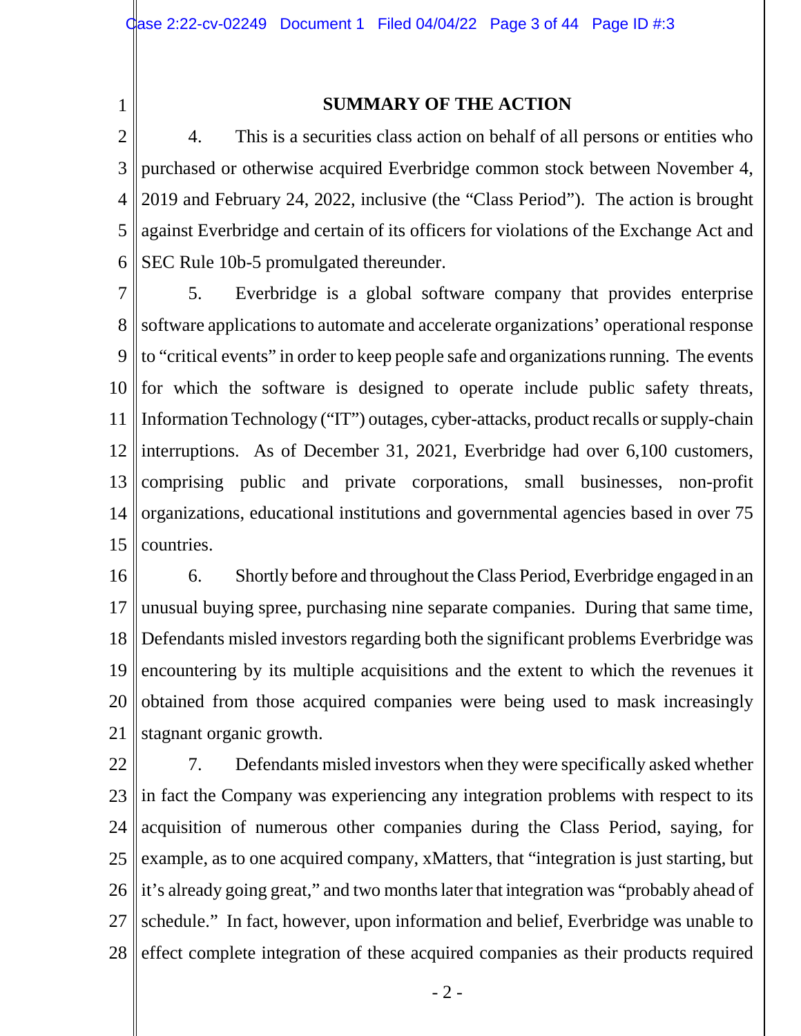## SUMMARY OF THE ACTION

4. This is a securities class action on behalf of all persons or entities who purchased or otherwise acquired Everbridge common stock between November 4, 2019 and February 24, 2022, inclusive (the "Class Period"). The action is brought against Everbridge and certain of its officers for violations of the Exchange Act and SEC Rule 10b-5 promulgated thereunder.

5. Everbridge is a global software company that provides enterprise software applications to automate and accelerate organizations' operational response to "critical events" in order to keep people safe and organizations running. The events for which the software is designed to operate include public safety threats, Information Technology ("IT") outages, cyber-attacks, product recalls or supply-chain interruptions. As of December 31, 2021, Everbridge had over 6,100 customers, comprising public and private corporations, small businesses, non-profit organizations, educational institutions and governmental agencies based in over 75 countries.

6. Shortly before and throughout the Class Period, Everbridge engaged in an unusual buying spree, purchasing nine separate companies. During that same time, Defendants misled investors regarding both the significant problems Everbridge was encountering by its multiple acquisitions and the extent to which the revenues it obtained from those acquired companies were being used to mask increasingly stagnant organic growth.

7. Defendants misled investors when they were specifically asked whether in fact the Company was experiencing any integration problems with respect to its acquisition of numerous other companies during the Class Period, saying, for example, as to one acquired company, xMatters, that "integration is just starting, but it's already going great," and two months later that integration was "probably ahead of schedule." In fact, however, upon information and belief, Everbridge was unable to effect complete integration of these acquired companies as their products required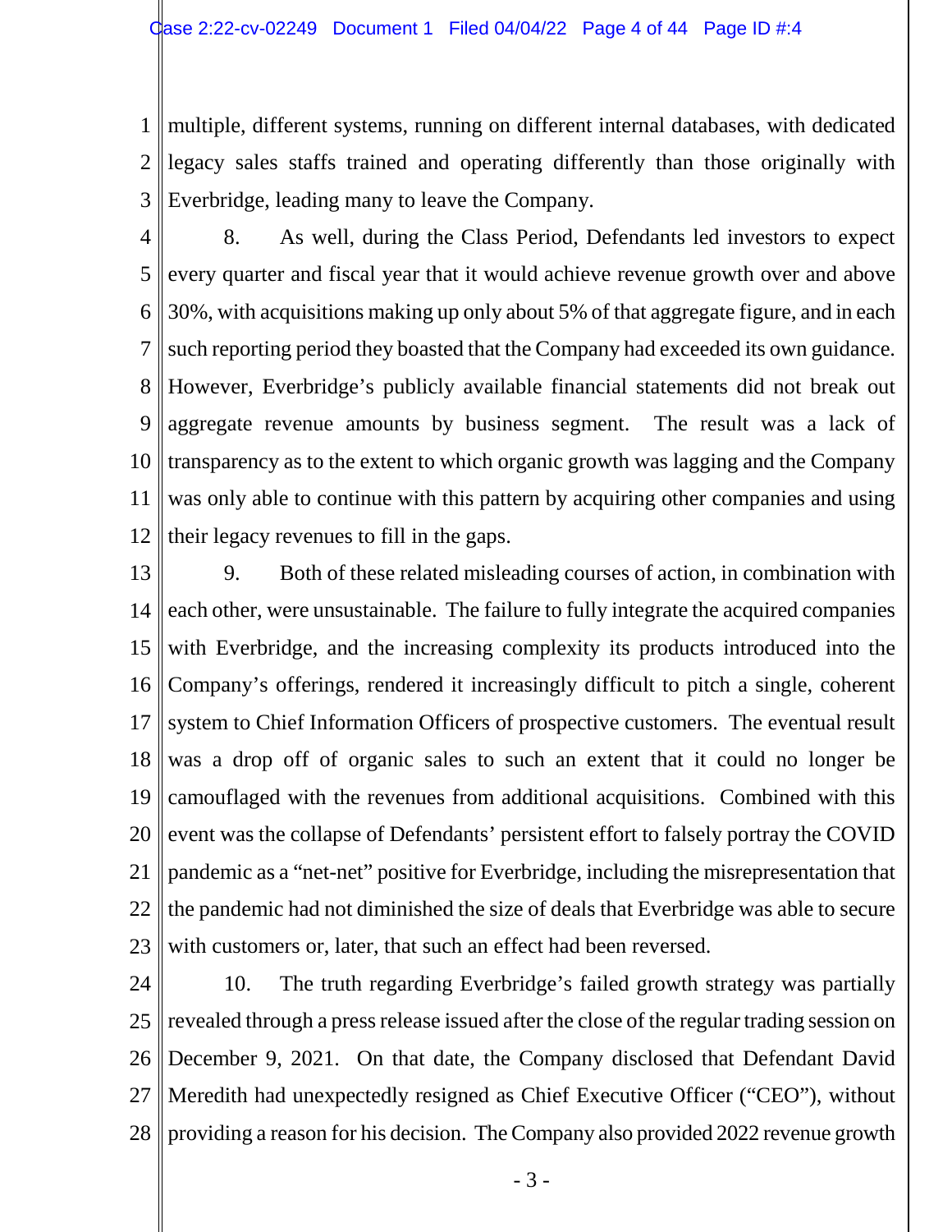multiple, different systems, running on different internal databases, with dedicated legacy sales staffs trained and operating differently than those originally with Everbridge, leading many to leave the Company.

8. As well, during the Class Period, Defendants led investors to expect every quarter and fiscal year that it would achieve revenue growth over and above 30%, with acquisitions making up only about 5% of that aggregate figure, and in each such reporting period they boasted that the Company had exceeded its own guidance. However, Everbridge's publicly available financial statements did not break out aggregate revenue amounts by business segment. The result was a lack of transparency as to the extent to which organic growth was lagging and the Company was only able to continue with this pattern by acquiring other companies and using their legacy revenues to fill in the gaps.

9. Both of these related misleading courses of action, in combination with each other, were unsustainable. The failure to fully integrate the acquired companies with Everbridge, and the increasing complexity its products introduced into the Company's offerings, rendered it increasingly difficult to pitch a single, coherent system to Chief Information Officers of prospective customers. The eventual result was a drop off of organic sales to such an extent that it could no longer be camouflaged with the revenues from additional acquisitions. Combined with this event was the collapse of Defendants' persistent effort to falsely portray the COVID pandemic as a "net-net" positive for Everbridge, including the misrepresentation that the pandemic had not diminished the size of deals that Everbridge was able to secure with customers or, later, that such an effect had been reversed.

10. The truth regarding Everbridge's failed growth strategy was partially revealed through a press release issued after the close of the regular trading session on December 9, 2021. On that date, the Company disclosed that Defendant David Meredith had unexpectedly resigned as Chief Executive Officer ("CEO"), without providing a reason for his decision. The Company also provided 2022 revenue growth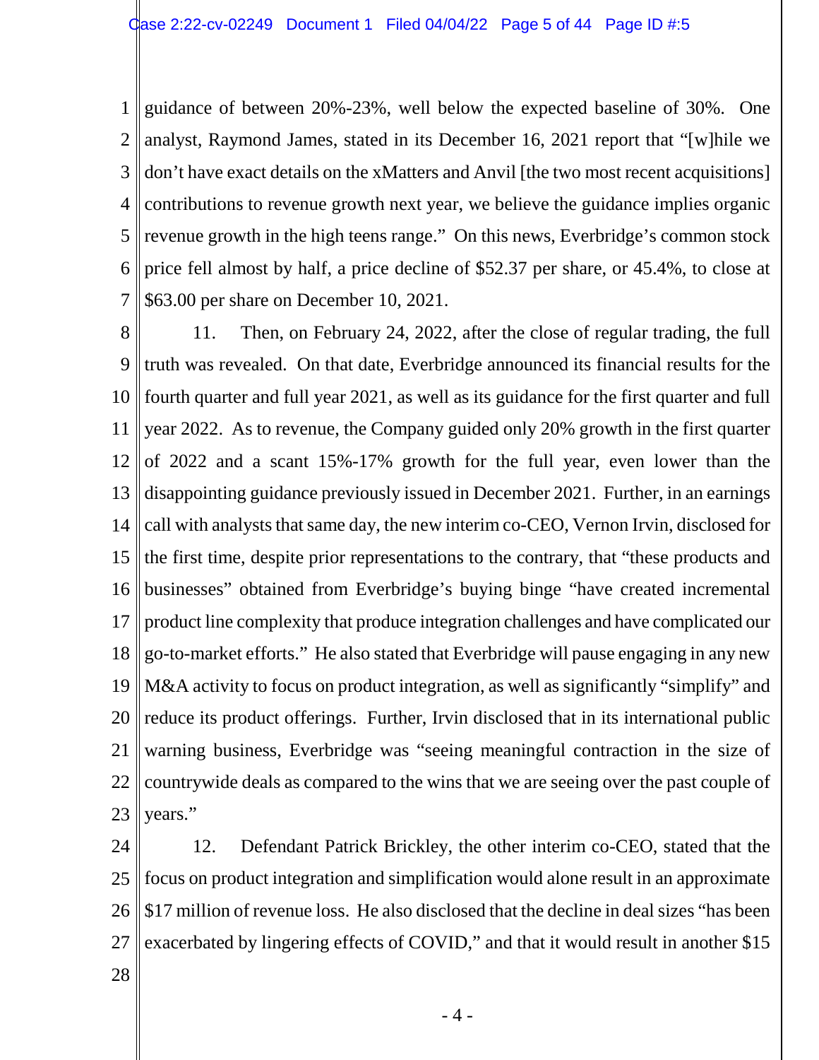guidance of between 20%-23%, well below the expected baseline of 30%. One analyst, Raymond James, stated in its December 16, 2021 report that "[w]hile we don't have exact details on the xMatters and Anvil [the two most recent acquisitions] contributions to revenue growth next year, we believe the guidance implies organic revenue growth in the high teens range." On this news, Everbridge's common stock price fell almost by half, a price decline of $52.37 per share, or 45.4%, to close at $63.00 per share on December 10, 2021.

11. Then, on February 24, 2022, after the close of regular trading, the full truth was revealed. On that date, Everbridge announced its financial results for the fourth quarter and full year 2021, as well as its guidance for the first quarter and full year 2022. As to revenue, the Company guided only 20% growth in the first quarter of 2022 and a scant 15%-17% growth for the full year, even lower than the disappointing guidance previously issued in December 2021. Further, in an earnings call with analysts that same day, the new interim co-CEO, Vernon Irvin, disclosed for the first time, despite prior representations to the contrary, that "these products and businesses" obtained from Everbridge's buying binge "have created incremental product line complexity that produce integration challenges and have complicated our go-to-market efforts." He also stated that Everbridge will pause engaging in any new M&A activity to focus on product integration, as well as significantly "simplify" and reduce its product offerings. Further, Irvin disclosed that in its international public warning business, Everbridge was "seeing meaningful contraction in the size of countrywide deals as compared to the wins that we are seeing over the past couple of years."

12. Defendant Patrick Brickley, the other interim co-CEO, stated that the focus on product integration and simplification would alone result in an approximate $17 million of revenue loss. He also disclosed that the decline in deal sizes "has been exacerbated by lingering effects of COVID," and that it would result in another $15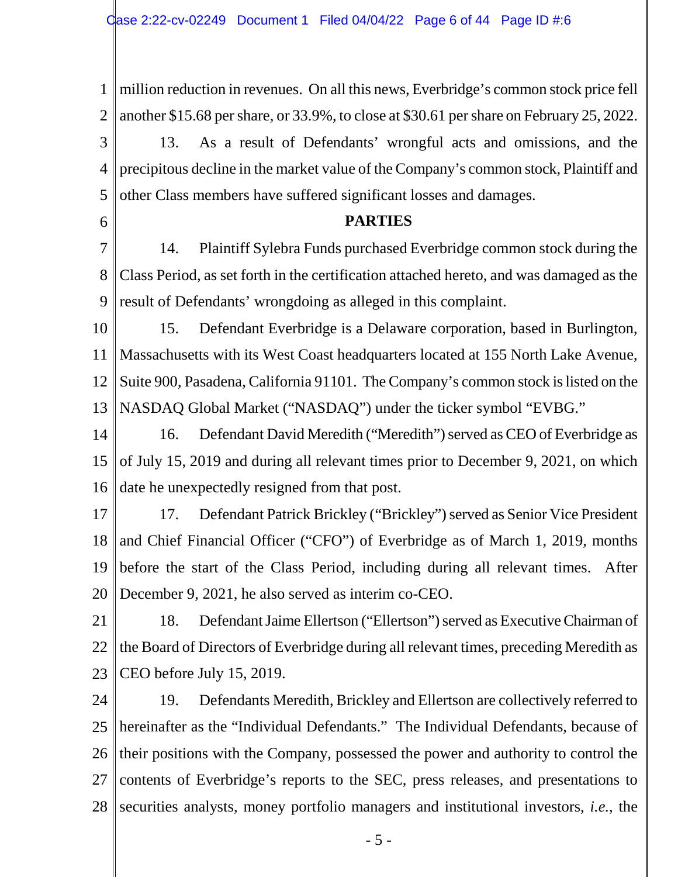million reduction in revenues. On all this news, Everbridge's common stock price fell another $15.68 per share, or 33.9%, to close at $30.61 per share on February 25, 2022.

13. As a result of Defendants' wrongful acts and omissions, and the precipitous decline in the market value of the Company's common stock, Plaintiff and other Class members have suffered significant losses and damages.

**PARTIES**

14. Plaintiff Sylebra Funds purchased Everbridge common stock during the Class Period, as set forth in the certification attached hereto, and was damaged as the result of Defendants' wrongdoing as alleged in this complaint.

15. Defendant Everbridge is a Delaware corporation, based in Burlington, Massachusetts with its West Coast headquarters located at 155 North Lake Avenue, Suite 900, Pasadena, California 91101. The Company's common stock is listed on the NASDAQ Global Market ("NASDAQ") under the ticker symbol "EVBG."

16. Defendant David Meredith ("Meredith") served as CEO of Everbridge as of July 15, 2019 and during all relevant times prior to December 9, 2021, on which date he unexpectedly resigned from that post.

17. Defendant Patrick Brickley ("Brickley") served as Senior Vice President and Chief Financial Officer ("CFO") of Everbridge as of March 1, 2019, months before the start of the Class Period, including during all relevant times. After December 9, 2021, he also served as interim co-CEO.

18. Defendant Jaime Ellertson ("Ellertson") served as Executive Chairman of the Board of Directors of Everbridge during all relevant times, preceding Meredith as CEO before July 15, 2019.

19. Defendants Meredith, Brickley and Ellertson are collectively referred to hereinafter as the "Individual Defendants." The Individual Defendants, because of their positions with the Company, possessed the power and authority to control the contents of Everbridge's reports to the SEC, press releases, and presentations to securities analysts, money portfolio managers and institutional investors, *i.e.*, the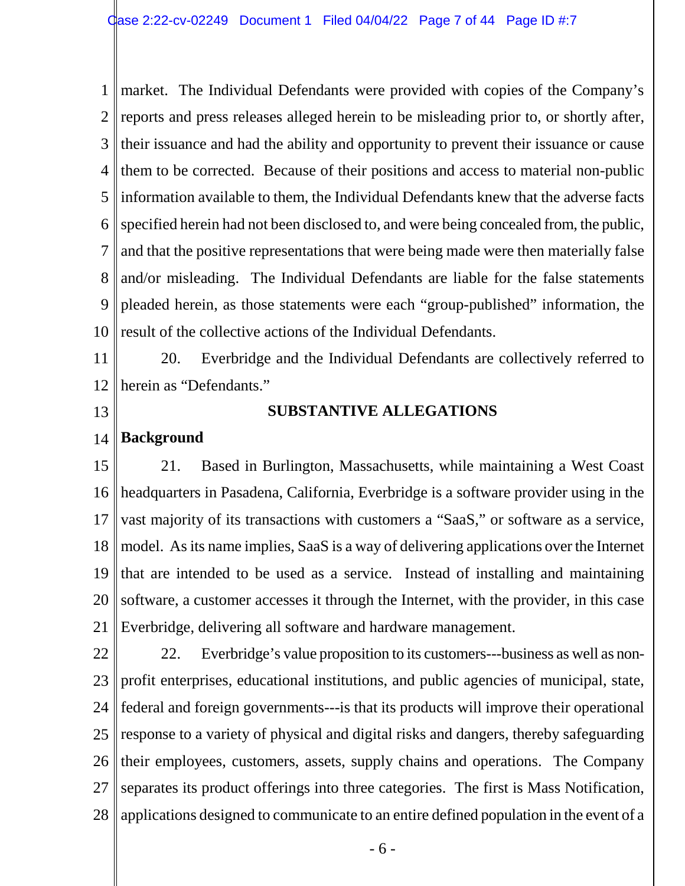market. The Individual Defendants were provided with copies of the Company's reports and press releases alleged herein to be misleading prior to, or shortly after, their issuance and had the ability and opportunity to prevent their issuance or cause them to be corrected. Because of their positions and access to material non-public information available to them, the Individual Defendants knew that the adverse facts specified herein had not been disclosed to, and were being concealed from, the public, and that the positive representations that were being made were then materially false and/or misleading. The Individual Defendants are liable for the false statements pleaded herein, as those statements were each "group-published" information, the result of the collective actions of the Individual Defendants.

20. Everbridge and the Individual Defendants are collectively referred to herein as "Defendants."

## SUBSTANTIVE ALLEGATIONS

### Background

21. Based in Burlington, Massachusetts, while maintaining a West Coast headquarters in Pasadena, California, Everbridge is a software provider using in the vast majority of its transactions with customers a "SaaS," or software as a service, model. As its name implies, SaaS is a way of delivering applications over the Internet that are intended to be used as a service. Instead of installing and maintaining software, a customer accesses it through the Internet, with the provider, in this case Everbridge, delivering all software and hardware management.

22. Everbridge's value proposition to its customers---business as well as non-profit enterprises, educational institutions, and public agencies of municipal, state, federal and foreign governments---is that its products will improve their operational response to a variety of physical and digital risks and dangers, thereby safeguarding their employees, customers, assets, supply chains and operations. The Company separates its product offerings into three categories. The first is Mass Notification, applications designed to communicate to an entire defined population in the event of a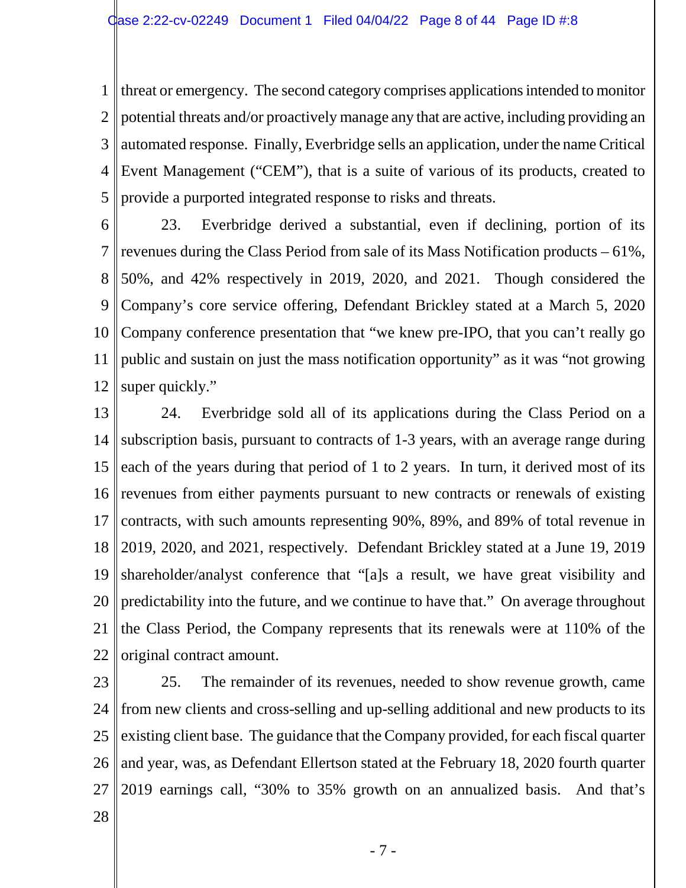threat or emergency. The second category comprises applications intended to monitor potential threats and/or proactively manage any that are active, including providing an automated response. Finally, Everbridge sells an application, under the name Critical Event Management ("CEM"), that is a suite of various of its products, created to provide a purported integrated response to risks and threats.

23. Everbridge derived a substantial, even if declining, portion of its revenues during the Class Period from sale of its Mass Notification products – 61%, 50%, and 42% respectively in 2019, 2020, and 2021. Though considered the Company's core service offering, Defendant Brickley stated at a March 5, 2020 Company conference presentation that "we knew pre-IPO, that you can't really go public and sustain on just the mass notification opportunity" as it was "not growing super quickly."

24. Everbridge sold all of its applications during the Class Period on a subscription basis, pursuant to contracts of 1-3 years, with an average range during each of the years during that period of 1 to 2 years. In turn, it derived most of its revenues from either payments pursuant to new contracts or renewals of existing contracts, with such amounts representing 90%, 89%, and 89% of total revenue in 2019, 2020, and 2021, respectively. Defendant Brickley stated at a June 19, 2019 shareholder/analyst conference that "[a]s a result, we have great visibility and predictability into the future, and we continue to have that." On average throughout the Class Period, the Company represents that its renewals were at 110% of the original contract amount.

25. The remainder of its revenues, needed to show revenue growth, came from new clients and cross-selling and up-selling additional and new products to its existing client base. The guidance that the Company provided, for each fiscal quarter and year, was, as Defendant Ellertson stated at the February 18, 2020 fourth quarter 2019 earnings call, "30% to 35% growth on an annualized basis. And that's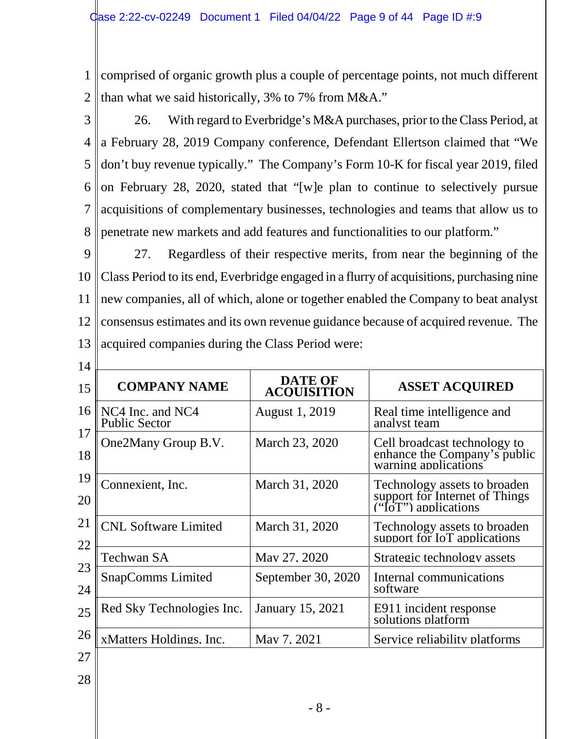comprised of organic growth plus a couple of percentage points, not much different than what we said historically, 3% to 7% from M&A."

26. With regard to Everbridge's M&A purchases, prior to the Class Period, at a February 28, 2019 Company conference, Defendant Ellertson claimed that "We don't buy revenue typically." The Company's Form 10-K for fiscal year 2019, filed on February 28, 2020, stated that "[w]e plan to continue to selectively pursue acquisitions of complementary businesses, technologies and teams that allow us to penetrate new markets and add features and functionalities to our platform."

27. Regardless of their respective merits, from near the beginning of the Class Period to its end, Everbridge engaged in a flurry of acquisitions, purchasing nine new companies, all of which, alone or together enabled the Company to beat analyst consensus estimates and its own revenue guidance because of acquired revenue. The acquired companies during the Class Period were:

| COMPANY NAME | DATE OF ACQUISITION | ASSET ACQUIRED |
|---|---|---|
| NC4 Inc. and NC4 Public Sector | August 1, 2019 | Real time intelligence and analyst team |
| One2Many Group B.V. | March 23, 2020 | Cell broadcast technology to enhance the Company's public warning applications |
| Connexient, Inc. | March 31, 2020 | Technology assets to broaden support for Internet of Things ("IoT") applications |
| CNL Software Limited | March 31, 2020 | Technology assets to broaden support for IoT applications |
| Techwan SA | May 27, 2020 | Strategic technology assets |
| SnapComms Limited | September 30, 2020 | Internal communications software |
| Red Sky Technologies Inc. | January 15, 2021 | E911 incident response solutions platform |
| xMatters Holdings, Inc. | May 7, 2021 | Service reliability platforms |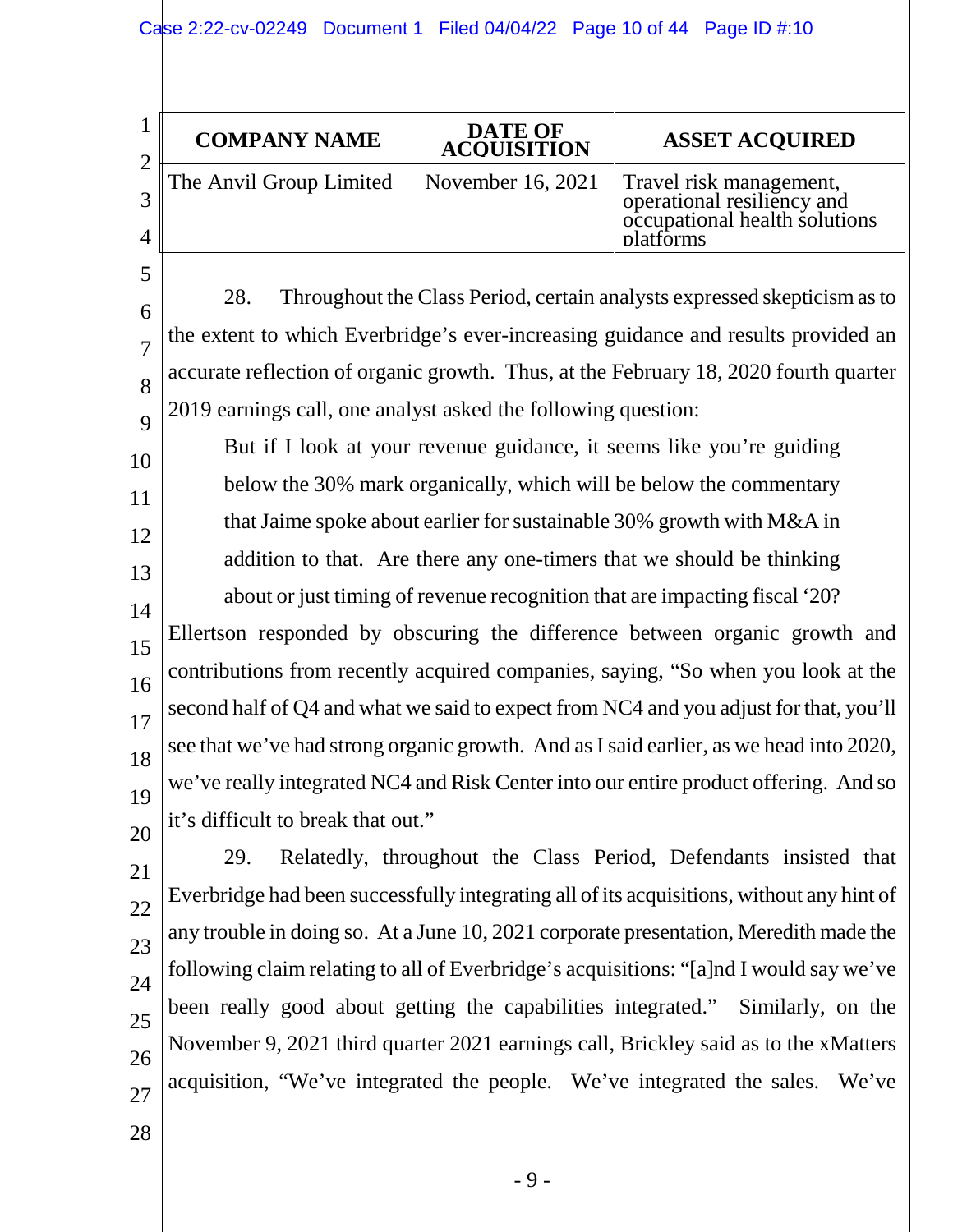| COMPANY NAME | DATE OF ACQUISITION | ASSET ACQUIRED |
|---|---|---|
| The Anvil Group Limited | November 16, 2021 | Travel risk management, operational resiliency and occupational health solutions platforms |

28. Throughout the Class Period, certain analysts expressed skepticism as to the extent to which Everbridge's ever-increasing guidance and results provided an accurate reflection of organic growth. Thus, at the February 18, 2020 fourth quarter 2019 earnings call, one analyst asked the following question:

> But if I look at your revenue guidance, it seems like you're guiding below the 30% mark organically, which will be below the commentary that Jaime spoke about earlier for sustainable 30% growth with M&A in addition to that. Are there any one-timers that we should be thinking about or just timing of revenue recognition that are impacting fiscal '20?

Ellertson responded by obscuring the difference between organic growth and contributions from recently acquired companies, saying, "So when you look at the second half of Q4 and what we said to expect from NC4 and you adjust for that, you'll see that we've had strong organic growth. And as I said earlier, as we head into 2020, we've really integrated NC4 and Risk Center into our entire product offering. And so it's difficult to break that out."

29. Relatedly, throughout the Class Period, Defendants insisted that Everbridge had been successfully integrating all of its acquisitions, without any hint of any trouble in doing so. At a June 10, 2021 corporate presentation, Meredith made the following claim relating to all of Everbridge's acquisitions: "[a]nd I would say we've been really good about getting the capabilities integrated." Similarly, on the November 9, 2021 third quarter 2021 earnings call, Brickley said as to the xMatters acquisition, "We've integrated the people. We've integrated the sales. We've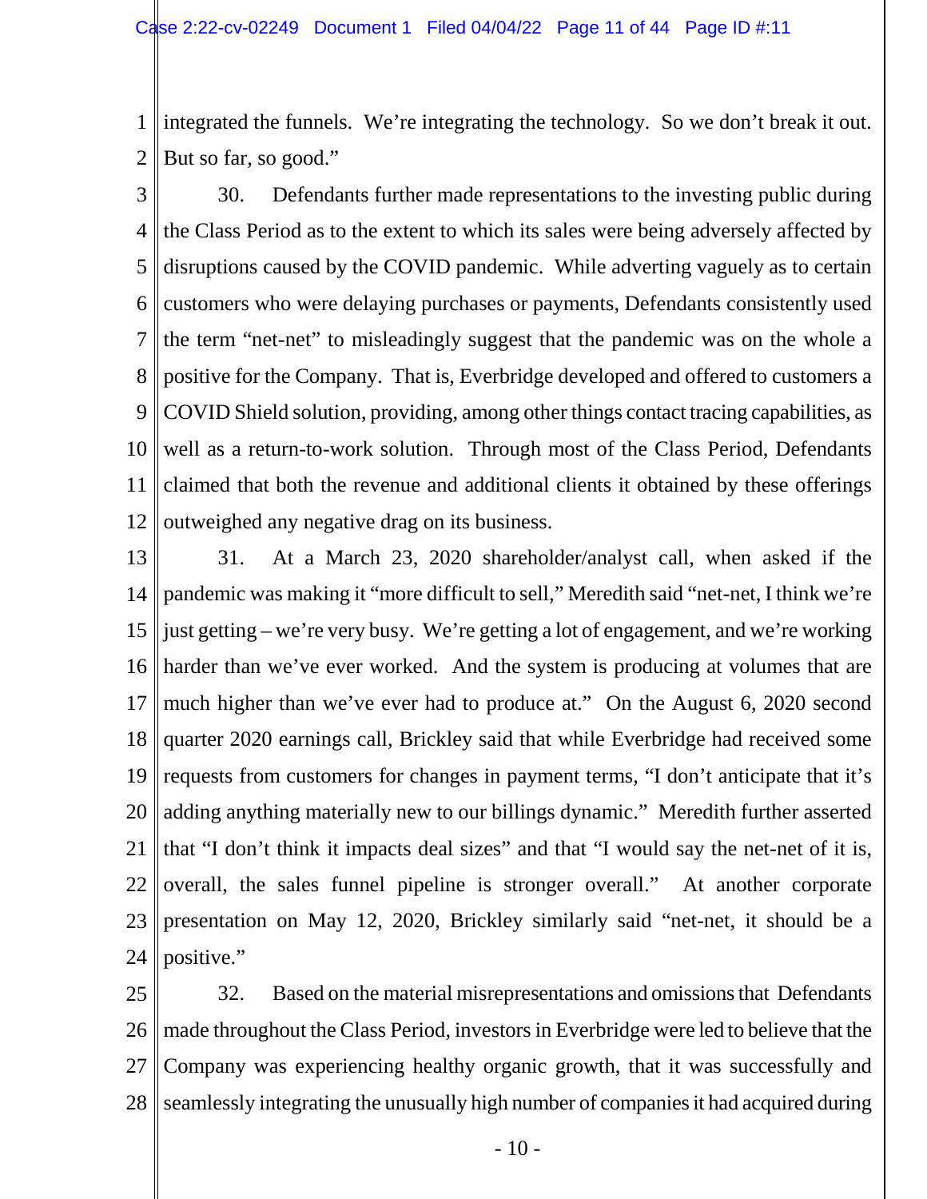integrated the funnels. We're integrating the technology. So we don't break it out. But so far, so good."

30. Defendants further made representations to the investing public during the Class Period as to the extent to which its sales were being adversely affected by disruptions caused by the COVID pandemic. While adverting vaguely as to certain customers who were delaying purchases or payments, Defendants consistently used the term "net-net" to misleadingly suggest that the pandemic was on the whole a positive for the Company. That is, Everbridge developed and offered to customers a COVID Shield solution, providing, among other things contact tracing capabilities, as well as a return-to-work solution. Through most of the Class Period, Defendants claimed that both the revenue and additional clients it obtained by these offerings outweighed any negative drag on its business.

31. At a March 23, 2020 shareholder/analyst call, when asked if the pandemic was making it "more difficult to sell," Meredith said "net-net, I think we're just getting – we're very busy. We're getting a lot of engagement, and we're working harder than we've ever worked. And the system is producing at volumes that are much higher than we've ever had to produce at." On the August 6, 2020 second quarter 2020 earnings call, Brickley said that while Everbridge had received some requests from customers for changes in payment terms, "I don't anticipate that it's adding anything materially new to our billings dynamic." Meredith further asserted that "I don't think it impacts deal sizes" and that "I would say the net-net of it is, overall, the sales funnel pipeline is stronger overall." At another corporate presentation on May 12, 2020, Brickley similarly said "net-net, it should be a positive."

32. Based on the material misrepresentations and omissions that Defendants made throughout the Class Period, investors in Everbridge were led to believe that the Company was experiencing healthy organic growth, that it was successfully and seamlessly integrating the unusually high number of companies it had acquired during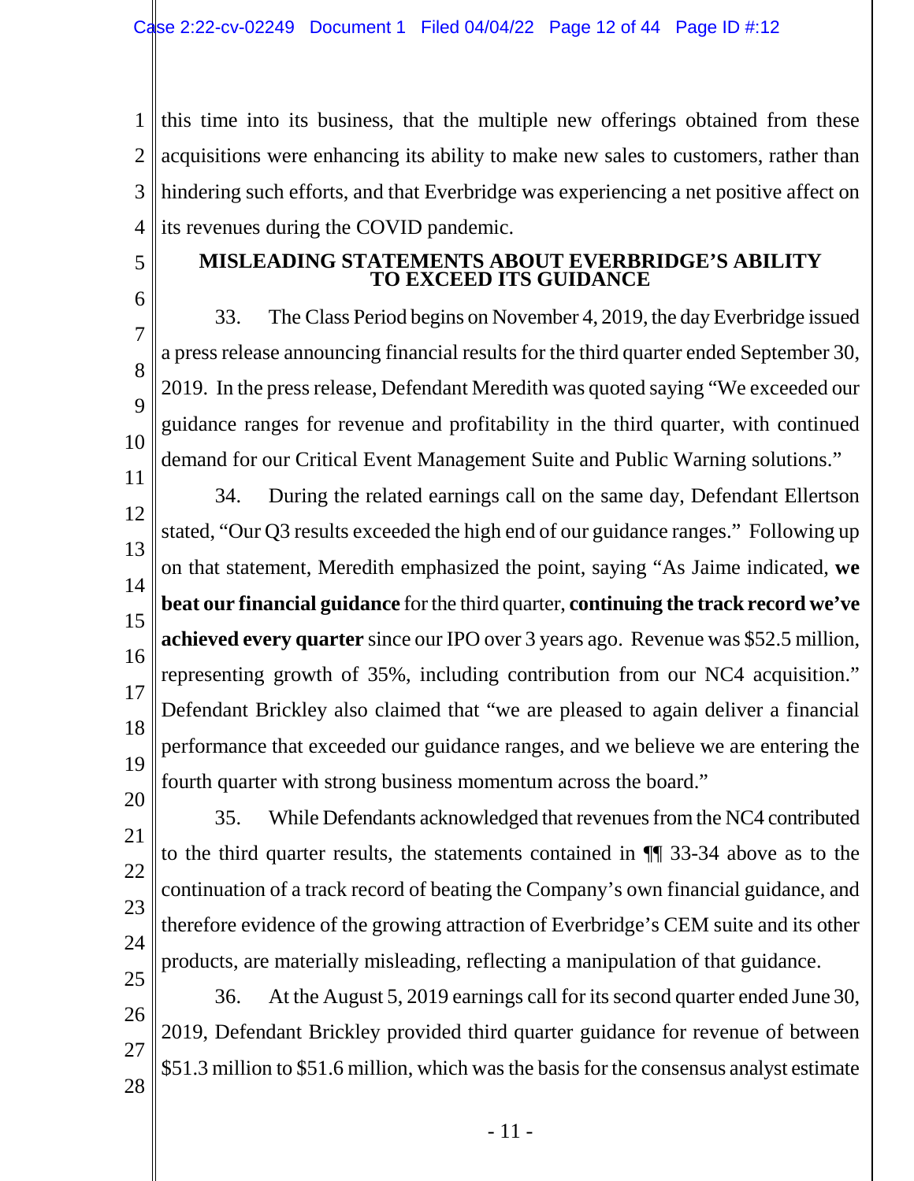this time into its business, that the multiple new offerings obtained from these acquisitions were enhancing its ability to make new sales to customers, rather than hindering such efforts, and that Everbridge was experiencing a net positive affect on its revenues during the COVID pandemic.

## MISLEADING STATEMENTS ABOUT EVERBRIDGE'S ABILITY TO EXCEED ITS GUIDANCE

33. The Class Period begins on November 4, 2019, the day Everbridge issued a press release announcing financial results for the third quarter ended September 30, 2019. In the press release, Defendant Meredith was quoted saying "We exceeded our guidance ranges for revenue and profitability in the third quarter, with continued demand for our Critical Event Management Suite and Public Warning solutions."

34. During the related earnings call on the same day, Defendant Ellertson stated, "Our Q3 results exceeded the high end of our guidance ranges." Following up on that statement, Meredith emphasized the point, saying "As Jaime indicated, **we beat our financial guidance** for the third quarter, **continuing the track record we've achieved every quarter** since our IPO over 3 years ago. Revenue was $52.5 million, representing growth of 35%, including contribution from our NC4 acquisition." Defendant Brickley also claimed that "we are pleased to again deliver a financial performance that exceeded our guidance ranges, and we believe we are entering the fourth quarter with strong business momentum across the board."

35. While Defendants acknowledged that revenues from the NC4 contributed to the third quarter results, the statements contained in ¶¶ 33-34 above as to the continuation of a track record of beating the Company's own financial guidance, and therefore evidence of the growing attraction of Everbridge's CEM suite and its other products, are materially misleading, reflecting a manipulation of that guidance.

36. At the August 5, 2019 earnings call for its second quarter ended June 30, 2019, Defendant Brickley provided third quarter guidance for revenue of between $51.3 million to $51.6 million, which was the basis for the consensus analyst estimate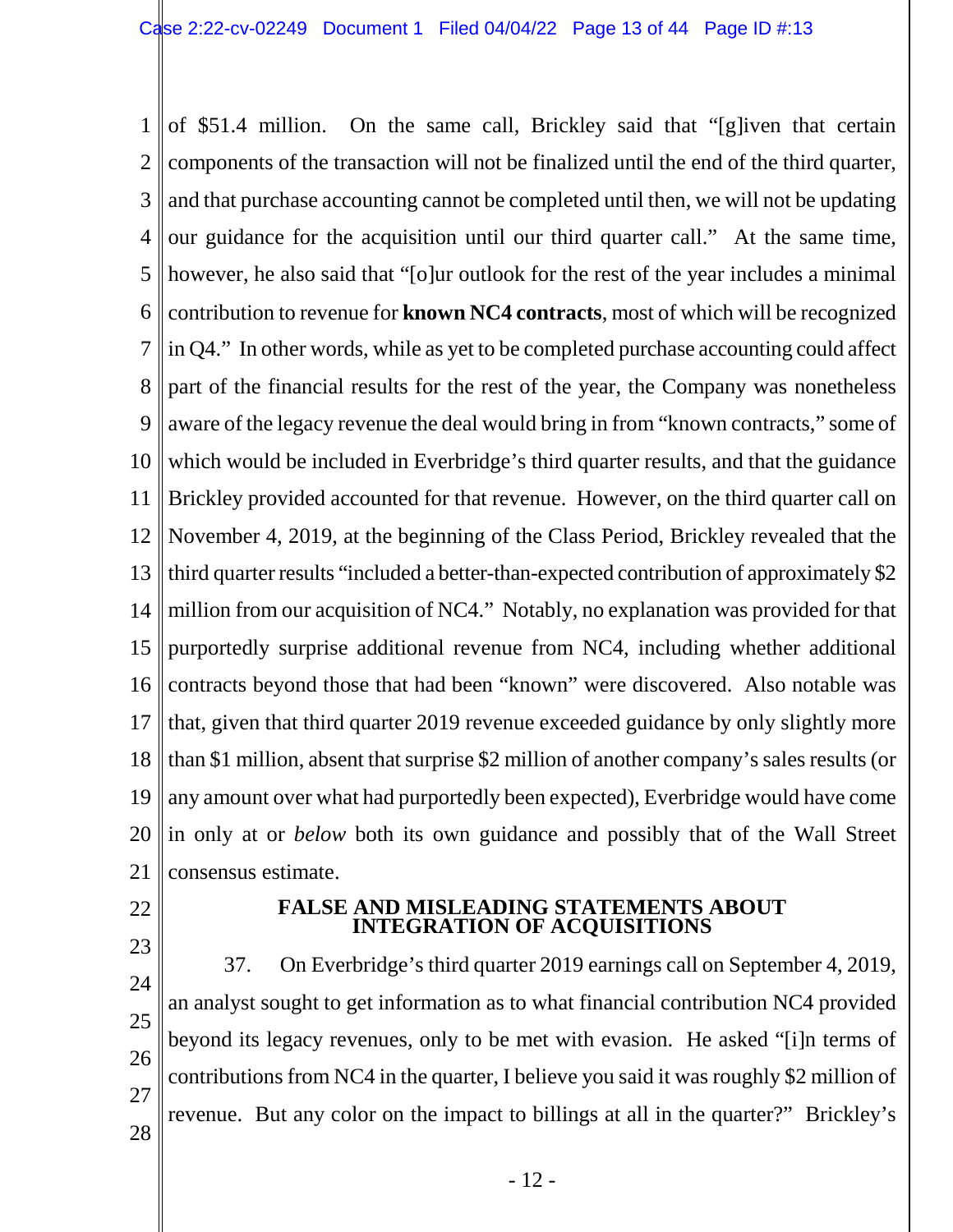of $51.4 million. On the same call, Brickley said that "[g]iven that certain components of the transaction will not be finalized until the end of the third quarter, and that purchase accounting cannot be completed until then, we will not be updating our guidance for the acquisition until our third quarter call." At the same time, however, he also said that "[o]ur outlook for the rest of the year includes a minimal contribution to revenue for **known NC4 contracts**, most of which will be recognized in Q4." In other words, while as yet to be completed purchase accounting could affect part of the financial results for the rest of the year, the Company was nonetheless aware of the legacy revenue the deal would bring in from "known contracts," some of which would be included in Everbridge's third quarter results, and that the guidance Brickley provided accounted for that revenue. However, on the third quarter call on November 4, 2019, at the beginning of the Class Period, Brickley revealed that the third quarter results "included a better-than-expected contribution of approximately $2 million from our acquisition of NC4." Notably, no explanation was provided for that purportedly surprise additional revenue from NC4, including whether additional contracts beyond those that had been "known" were discovered. Also notable was that, given that third quarter 2019 revenue exceeded guidance by only slightly more than $1 million, absent that surprise $2 million of another company's sales results (or any amount over what had purportedly been expected), Everbridge would have come in only at or *below* both its own guidance and possibly that of the Wall Street consensus estimate.

## FALSE AND MISLEADING STATEMENTS ABOUT INTEGRATION OF ACQUISITIONS

37. On Everbridge's third quarter 2019 earnings call on September 4, 2019, an analyst sought to get information as to what financial contribution NC4 provided beyond its legacy revenues, only to be met with evasion. He asked "[i]n terms of contributions from NC4 in the quarter, I believe you said it was roughly $2 million of revenue. But any color on the impact to billings at all in the quarter?" Brickley's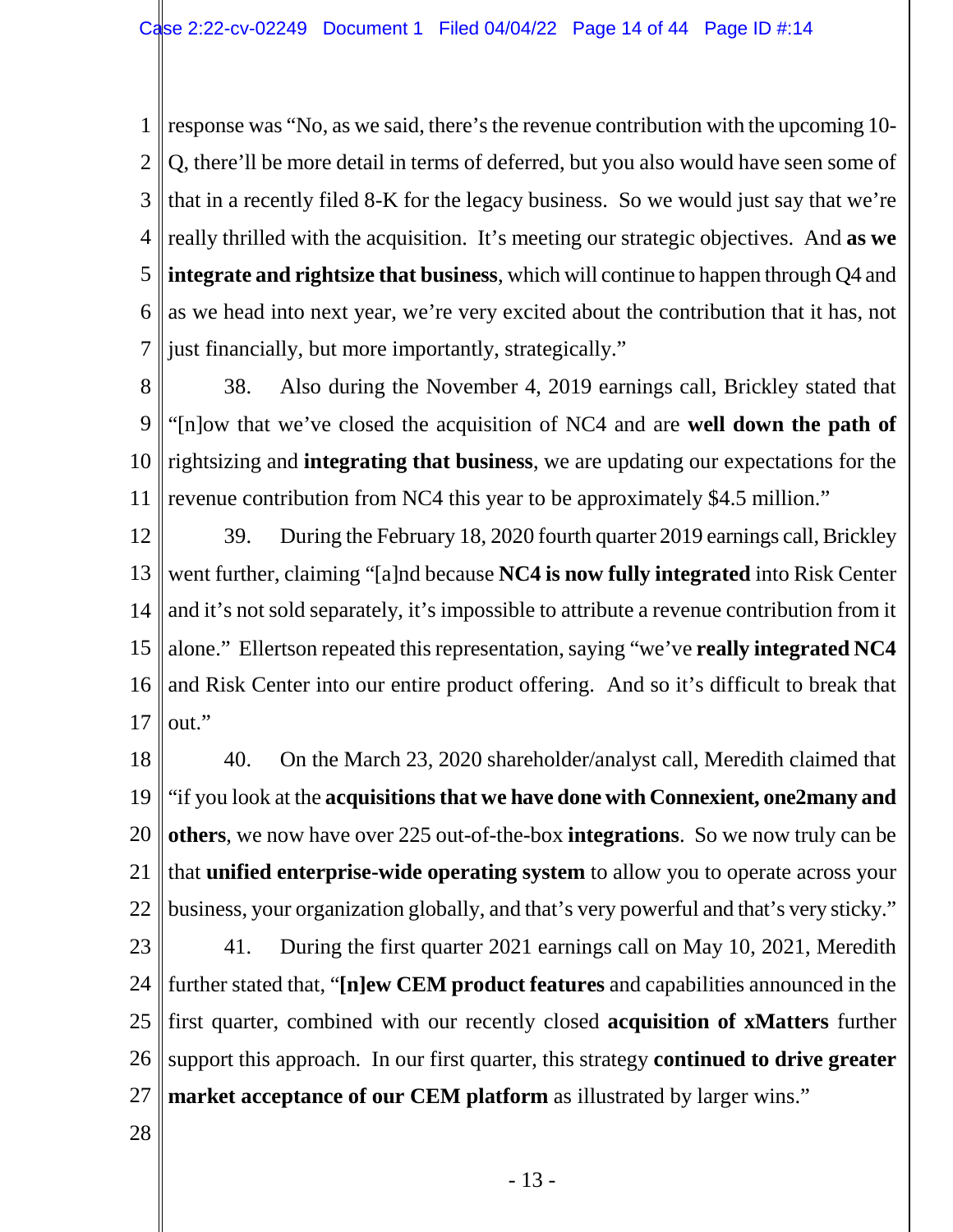response was "No, as we said, there's the revenue contribution with the upcoming 10-Q, there'll be more detail in terms of deferred, but you also would have seen some of that in a recently filed 8-K for the legacy business. So we would just say that we're really thrilled with the acquisition. It's meeting our strategic objectives. And **as we integrate and rightsize that business**, which will continue to happen through Q4 and as we head into next year, we're very excited about the contribution that it has, not just financially, but more importantly, strategically."

38. Also during the November 4, 2019 earnings call, Brickley stated that "[n]ow that we've closed the acquisition of NC4 and are **well down the path of** rightsizing and **integrating that business**, we are updating our expectations for the revenue contribution from NC4 this year to be approximately $4.5 million."

39. During the February 18, 2020 fourth quarter 2019 earnings call, Brickley went further, claiming "[a]nd because **NC4 is now fully integrated** into Risk Center and it's not sold separately, it's impossible to attribute a revenue contribution from it alone." Ellertson repeated this representation, saying "we've **really integrated NC4** and Risk Center into our entire product offering. And so it's difficult to break that out."

40. On the March 23, 2020 shareholder/analyst call, Meredith claimed that "if you look at the **acquisitions that we have done with Connexient, one2many and others**, we now have over 225 out-of-the-box **integrations**. So we now truly can be that **unified enterprise-wide operating system** to allow you to operate across your business, your organization globally, and that's very powerful and that's very sticky."

41. During the first quarter 2021 earnings call on May 10, 2021, Meredith further stated that, "**[n]ew CEM product features** and capabilities announced in the first quarter, combined with our recently closed **acquisition of xMatters** further support this approach. In our first quarter, this strategy **continued to drive greater market acceptance of our CEM platform** as illustrated by larger wins."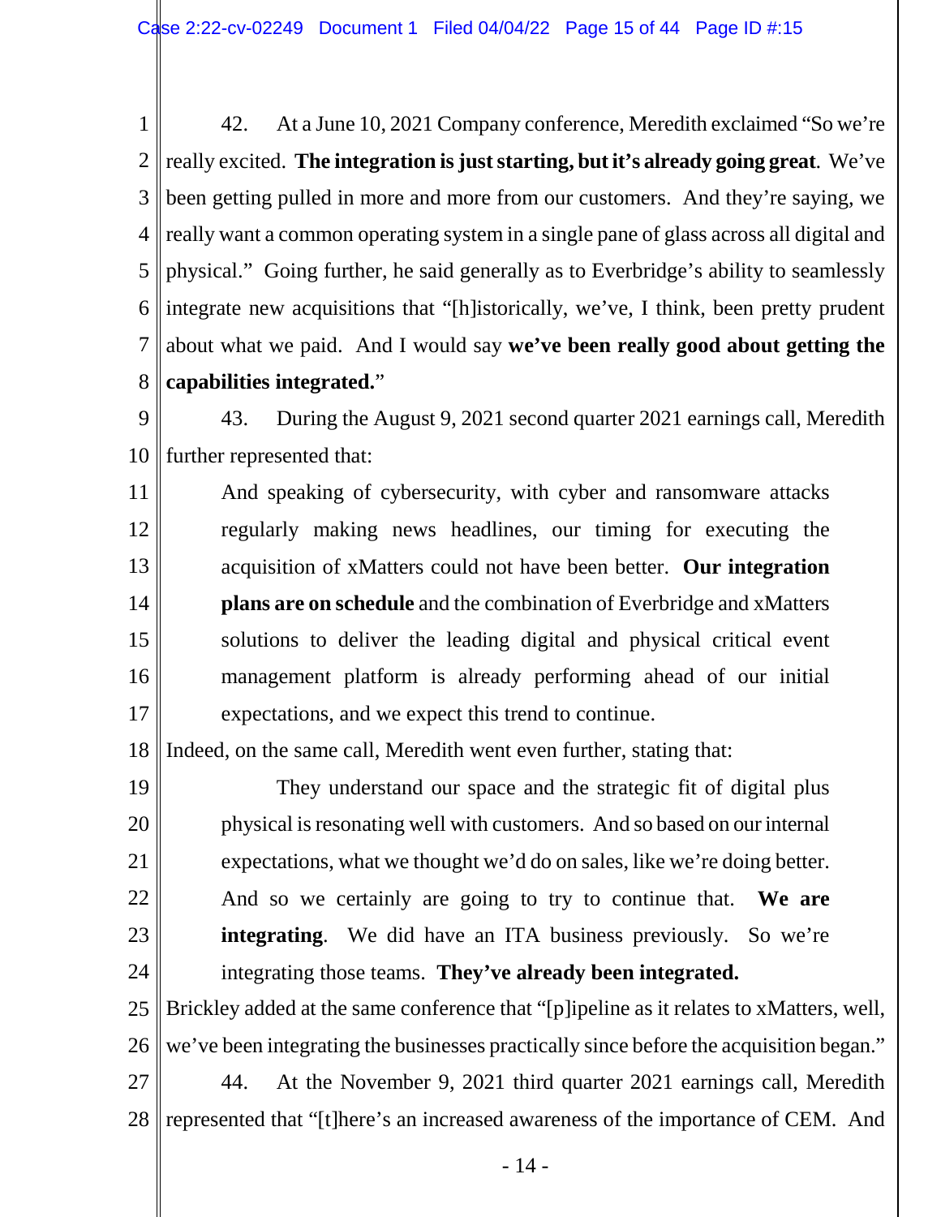42. At a June 10, 2021 Company conference, Meredith exclaimed "So we're really excited. **The integration is just starting, but it's already going great**. We've been getting pulled in more and more from our customers. And they're saying, we really want a common operating system in a single pane of glass across all digital and physical." Going further, he said generally as to Everbridge's ability to seamlessly integrate new acquisitions that "[h]istorically, we've, I think, been pretty prudent about what we paid. And I would say **we've been really good about getting the capabilities integrated.**"

43. During the August 9, 2021 second quarter 2021 earnings call, Meredith further represented that:

> And speaking of cybersecurity, with cyber and ransomware attacks regularly making news headlines, our timing for executing the acquisition of xMatters could not have been better. **Our integration plans are on schedule** and the combination of Everbridge and xMatters solutions to deliver the leading digital and physical critical event management platform is already performing ahead of our initial expectations, and we expect this trend to continue.

Indeed, on the same call, Meredith went even further, stating that:

> They understand our space and the strategic fit of digital plus physical is resonating well with customers. And so based on our internal expectations, what we thought we'd do on sales, like we're doing better. And so we certainly are going to try to continue that. **We are integrating**. We did have an ITA business previously. So we're integrating those teams. **They've already been integrated.**

Brickley added at the same conference that "[p]ipeline as it relates to xMatters, well, we've been integrating the businesses practically since before the acquisition began."

44. At the November 9, 2021 third quarter 2021 earnings call, Meredith represented that "[t]here's an increased awareness of the importance of CEM. And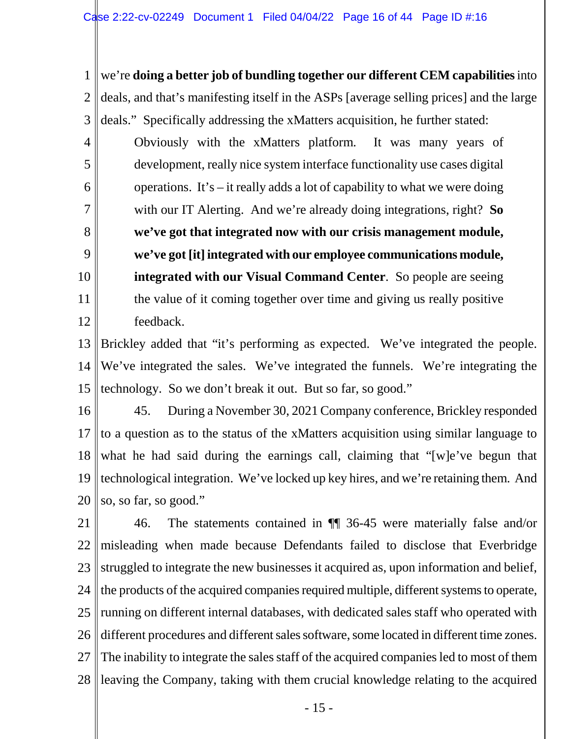we're **doing a better job of bundling together our different CEM capabilities** into deals, and that's manifesting itself in the ASPs [average selling prices] and the large deals." Specifically addressing the xMatters acquisition, he further stated:

> Obviously with the xMatters platform. It was many years of development, really nice system interface functionality use cases digital operations. It's – it really adds a lot of capability to what we were doing with our IT Alerting. And we're already doing integrations, right? **So we've got that integrated now with our crisis management module, we've got [it] integrated with our employee communications module, integrated with our Visual Command Center**. So people are seeing the value of it coming together over time and giving us really positive feedback.

Brickley added that "it's performing as expected. We've integrated the people. We've integrated the sales. We've integrated the funnels. We're integrating the technology. So we don't break it out. But so far, so good."

45. During a November 30, 2021 Company conference, Brickley responded to a question as to the status of the xMatters acquisition using similar language to what he had said during the earnings call, claiming that "[w]e've begun that technological integration. We've locked up key hires, and we're retaining them. And so, so far, so good."

46. The statements contained in ¶¶ 36-45 were materially false and/or misleading when made because Defendants failed to disclose that Everbridge struggled to integrate the new businesses it acquired as, upon information and belief, the products of the acquired companies required multiple, different systems to operate, running on different internal databases, with dedicated sales staff who operated with different procedures and different sales software, some located in different time zones. The inability to integrate the sales staff of the acquired companies led to most of them leaving the Company, taking with them crucial knowledge relating to the acquired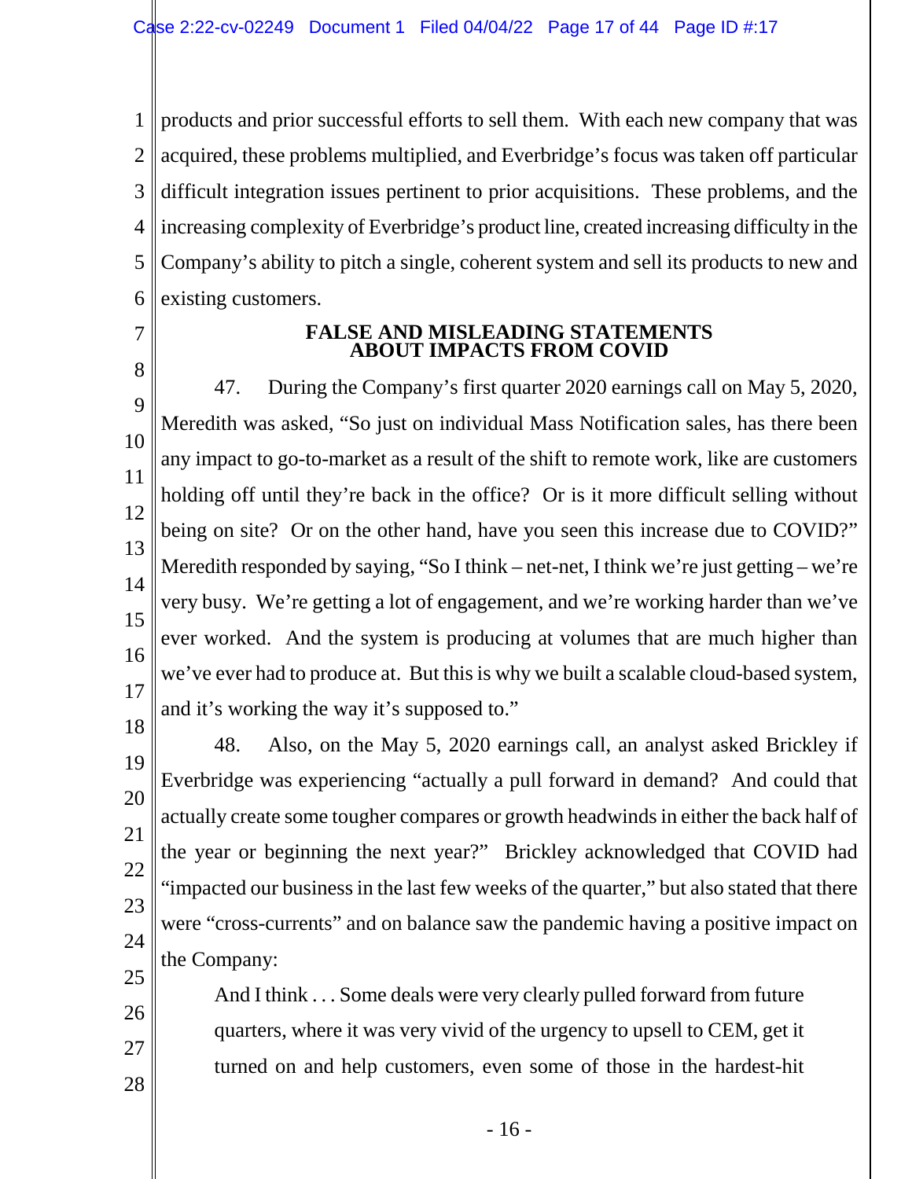products and prior successful efforts to sell them. With each new company that was acquired, these problems multiplied, and Everbridge's focus was taken off particular difficult integration issues pertinent to prior acquisitions. These problems, and the increasing complexity of Everbridge's product line, created increasing difficulty in the Company's ability to pitch a single, coherent system and sell its products to new and existing customers.

## FALSE AND MISLEADING STATEMENTS ABOUT IMPACTS FROM COVID

47. During the Company's first quarter 2020 earnings call on May 5, 2020, Meredith was asked, "So just on individual Mass Notification sales, has there been any impact to go-to-market as a result of the shift to remote work, like are customers holding off until they're back in the office? Or is it more difficult selling without being on site? Or on the other hand, have you seen this increase due to COVID?" Meredith responded by saying, "So I think – net-net, I think we're just getting – we're very busy. We're getting a lot of engagement, and we're working harder than we've ever worked. And the system is producing at volumes that are much higher than we've ever had to produce at. But this is why we built a scalable cloud-based system, and it's working the way it's supposed to."

48. Also, on the May 5, 2020 earnings call, an analyst asked Brickley if Everbridge was experiencing "actually a pull forward in demand? And could that actually create some tougher compares or growth headwinds in either the back half of the year or beginning the next year?" Brickley acknowledged that COVID had "impacted our business in the last few weeks of the quarter," but also stated that there were "cross-currents" and on balance saw the pandemic having a positive impact on the Company:

> And I think . . . Some deals were very clearly pulled forward from future quarters, where it was very vivid of the urgency to upsell to CEM, get it turned on and help customers, even some of those in the hardest-hit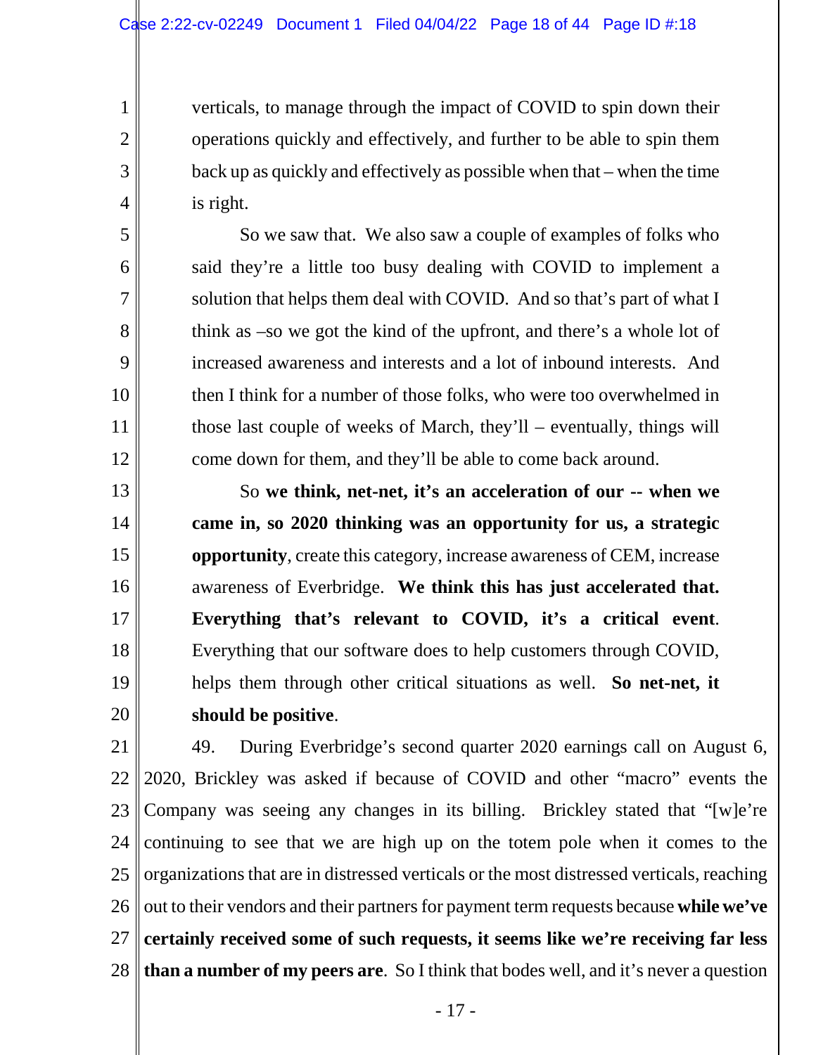verticals, to manage through the impact of COVID to spin down their operations quickly and effectively, and further to be able to spin them back up as quickly and effectively as possible when that – when the time is right.

So we saw that. We also saw a couple of examples of folks who said they're a little too busy dealing with COVID to implement a solution that helps them deal with COVID. And so that's part of what I think as –so we got the kind of the upfront, and there's a whole lot of increased awareness and interests and a lot of inbound interests. And then I think for a number of those folks, who were too overwhelmed in those last couple of weeks of March, they'll – eventually, things will come down for them, and they'll be able to come back around.

So **we think, net-net, it's an acceleration of our -- when we came in, so 2020 thinking was an opportunity for us, a strategic opportunity**, create this category, increase awareness of CEM, increase awareness of Everbridge. **We think this has just accelerated that. Everything that's relevant to COVID, it's a critical event**. Everything that our software does to help customers through COVID, helps them through other critical situations as well. **So net-net, it should be positive**.

49. During Everbridge's second quarter 2020 earnings call on August 6, 2020, Brickley was asked if because of COVID and other "macro" events the Company was seeing any changes in its billing. Brickley stated that "[w]e're continuing to see that we are high up on the totem pole when it comes to the organizations that are in distressed verticals or the most distressed verticals, reaching out to their vendors and their partners for payment term requests because **while we've certainly received some of such requests, it seems like we're receiving far less than a number of my peers are**. So I think that bodes well, and it's never a question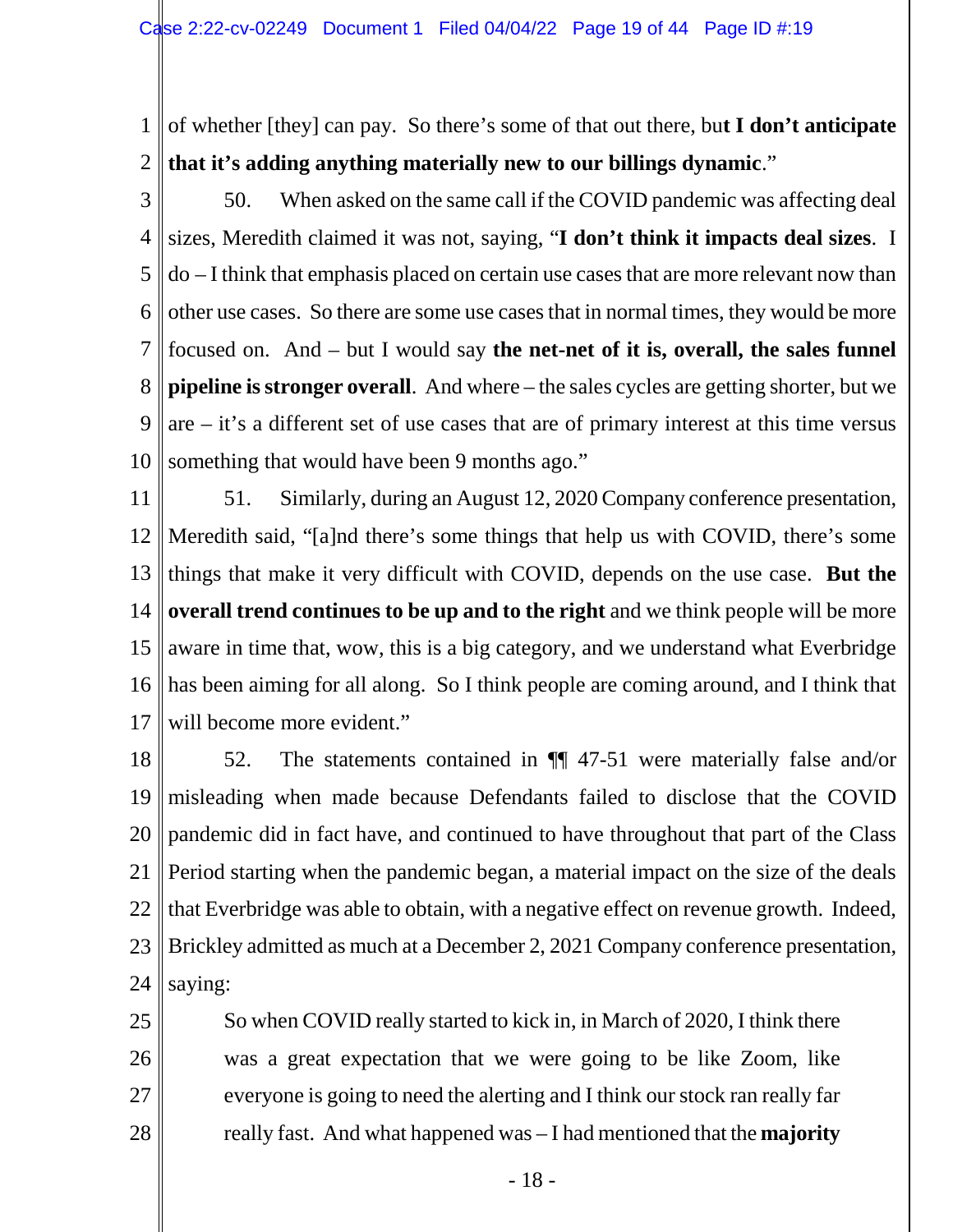of whether [they] can pay. So there's some of that out there, bu**t I don't anticipate that it's adding anything materially new to our billings dynamic**."

50. When asked on the same call if the COVID pandemic was affecting deal sizes, Meredith claimed it was not, saying, "**I don't think it impacts deal sizes**. I do – I think that emphasis placed on certain use cases that are more relevant now than other use cases. So there are some use cases that in normal times, they would be more focused on. And – but I would say **the net-net of it is, overall, the sales funnel pipeline is stronger overall**. And where – the sales cycles are getting shorter, but we are – it's a different set of use cases that are of primary interest at this time versus something that would have been 9 months ago."

51. Similarly, during an August 12, 2020 Company conference presentation, Meredith said, "[a]nd there's some things that help us with COVID, there's some things that make it very difficult with COVID, depends on the use case. **But the overall trend continues to be up and to the right** and we think people will be more aware in time that, wow, this is a big category, and we understand what Everbridge has been aiming for all along. So I think people are coming around, and I think that will become more evident."

52. The statements contained in ¶¶ 47-51 were materially false and/or misleading when made because Defendants failed to disclose that the COVID pandemic did in fact have, and continued to have throughout that part of the Class Period starting when the pandemic began, a material impact on the size of the deals that Everbridge was able to obtain, with a negative effect on revenue growth. Indeed, Brickley admitted as much at a December 2, 2021 Company conference presentation, saying:

> So when COVID really started to kick in, in March of 2020, I think there was a great expectation that we were going to be like Zoom, like everyone is going to need the alerting and I think our stock ran really far really fast. And what happened was – I had mentioned that the **majority**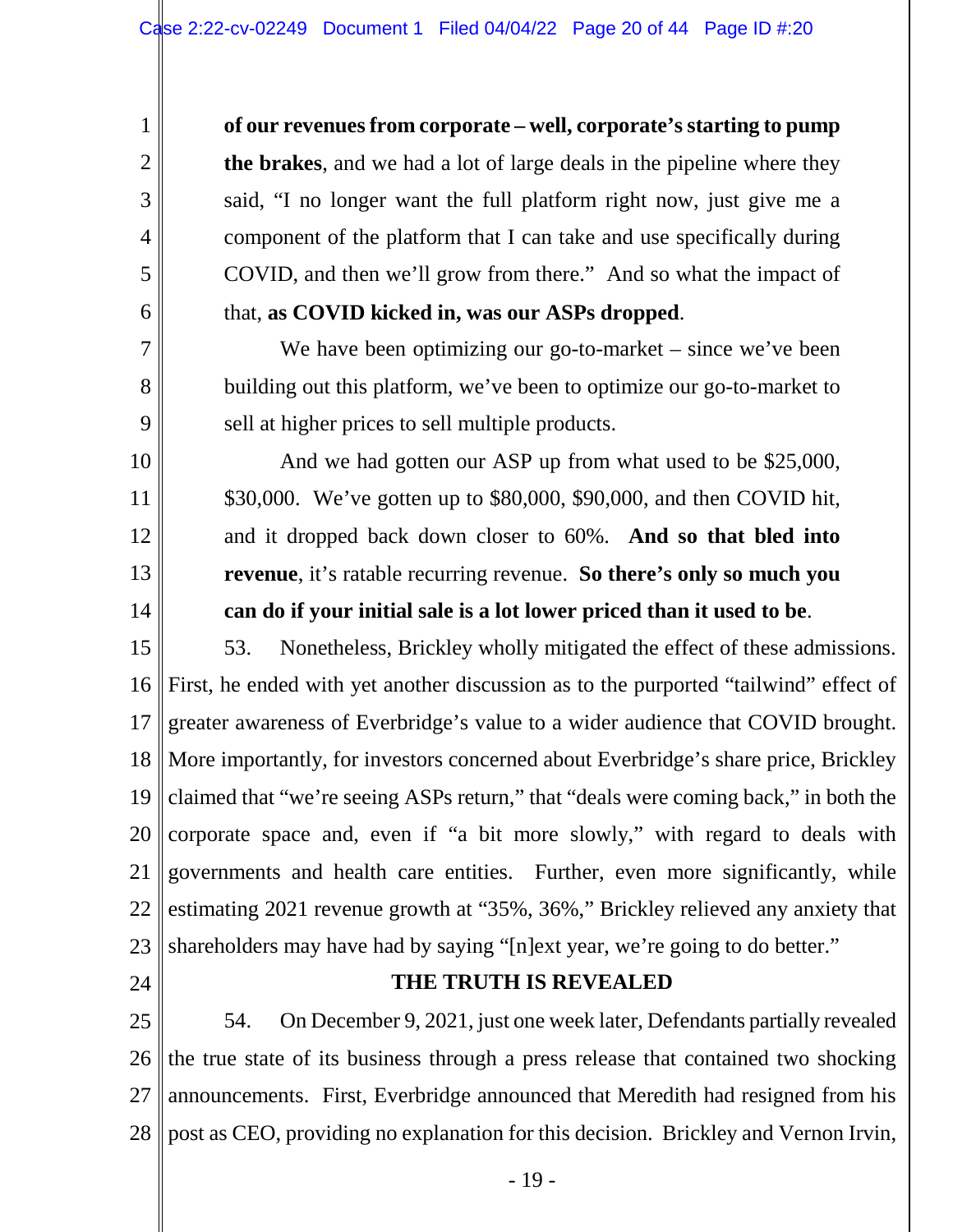**of our revenues from corporate – well, corporate's starting to pump the brakes**, and we had a lot of large deals in the pipeline where they said, "I no longer want the full platform right now, just give me a component of the platform that I can take and use specifically during COVID, and then we'll grow from there." And so what the impact of that, **as COVID kicked in, was our ASPs dropped**.

> We have been optimizing our go-to-market – since we've been building out this platform, we've been to optimize our go-to-market to sell at higher prices to sell multiple products.
>
> And we had gotten our ASP up from what used to be $25,000, $30,000. We've gotten up to $80,000, $90,000, and then COVID hit, and it dropped back down closer to 60%. **And so that bled into revenue**, it's ratable recurring revenue. **So there's only so much you can do if your initial sale is a lot lower priced than it used to be**.

53. Nonetheless, Brickley wholly mitigated the effect of these admissions. First, he ended with yet another discussion as to the purported "tailwind" effect of greater awareness of Everbridge's value to a wider audience that COVID brought. More importantly, for investors concerned about Everbridge's share price, Brickley claimed that "we're seeing ASPs return," that "deals were coming back," in both the corporate space and, even if "a bit more slowly," with regard to deals with governments and health care entities. Further, even more significantly, while estimating 2021 revenue growth at "35%, 36%," Brickley relieved any anxiety that shareholders may have had by saying "[n]ext year, we're going to do better."

## THE TRUTH IS REVEALED

54. On December 9, 2021, just one week later, Defendants partially revealed the true state of its business through a press release that contained two shocking announcements. First, Everbridge announced that Meredith had resigned from his post as CEO, providing no explanation for this decision. Brickley and Vernon Irvin,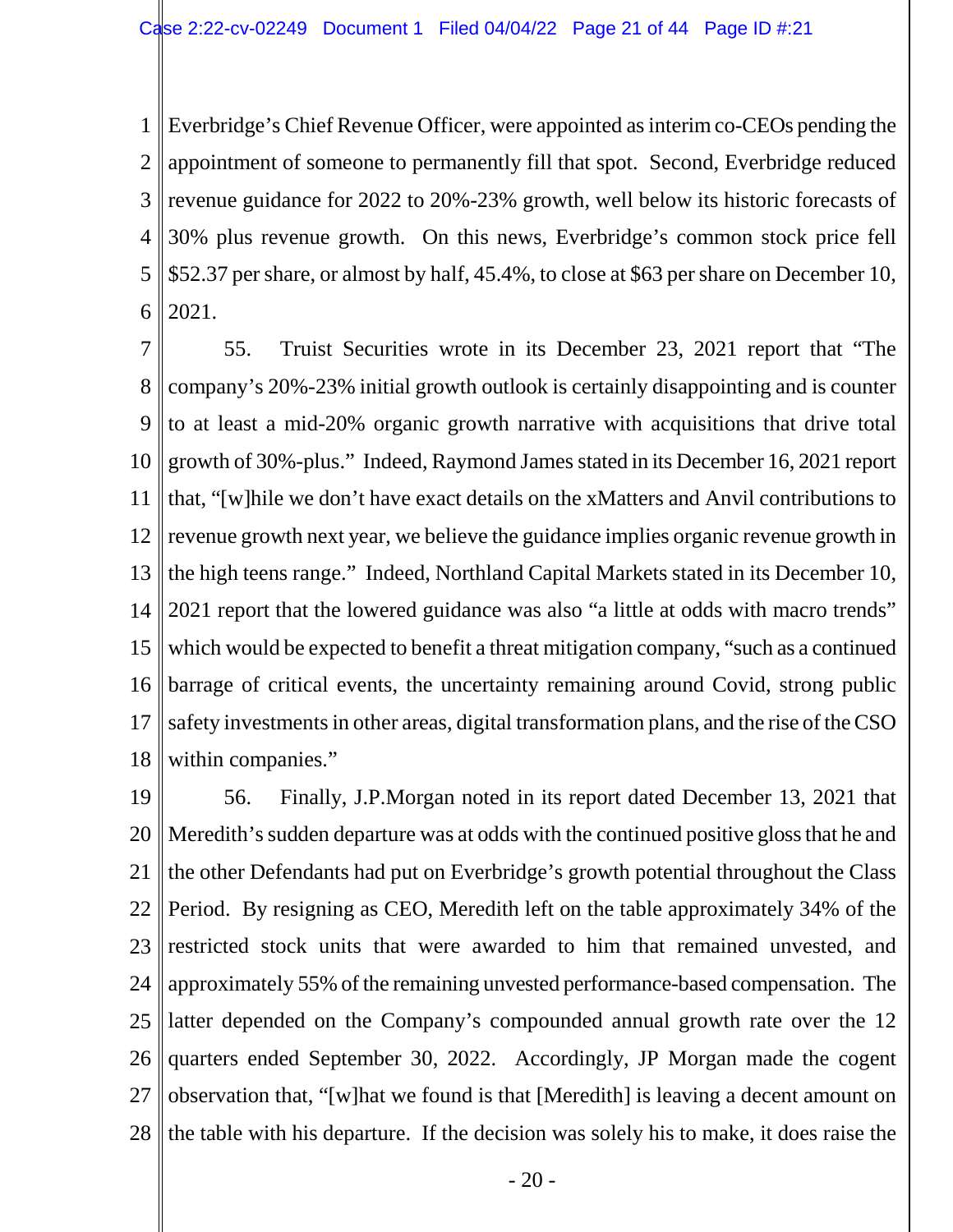Everbridge's Chief Revenue Officer, were appointed as interim co-CEOs pending the appointment of someone to permanently fill that spot. Second, Everbridge reduced revenue guidance for 2022 to 20%-23% growth, well below its historic forecasts of 30% plus revenue growth. On this news, Everbridge's common stock price fell $52.37 per share, or almost by half, 45.4%, to close at $63 per share on December 10, 2021.

55. Truist Securities wrote in its December 23, 2021 report that "The company's 20%-23% initial growth outlook is certainly disappointing and is counter to at least a mid-20% organic growth narrative with acquisitions that drive total growth of 30%-plus." Indeed, Raymond James stated in its December 16, 2021 report that, "[w]hile we don't have exact details on the xMatters and Anvil contributions to revenue growth next year, we believe the guidance implies organic revenue growth in the high teens range." Indeed, Northland Capital Markets stated in its December 10, 2021 report that the lowered guidance was also "a little at odds with macro trends" which would be expected to benefit a threat mitigation company, "such as a continued barrage of critical events, the uncertainty remaining around Covid, strong public safety investments in other areas, digital transformation plans, and the rise of the CSO within companies."

56. Finally, J.P.Morgan noted in its report dated December 13, 2021 that Meredith's sudden departure was at odds with the continued positive gloss that he and the other Defendants had put on Everbridge's growth potential throughout the Class Period. By resigning as CEO, Meredith left on the table approximately 34% of the restricted stock units that were awarded to him that remained unvested, and approximately 55% of the remaining unvested performance-based compensation. The latter depended on the Company's compounded annual growth rate over the 12 quarters ended September 30, 2022. Accordingly, JP Morgan made the cogent observation that, "[w]hat we found is that [Meredith] is leaving a decent amount on the table with his departure. If the decision was solely his to make, it does raise the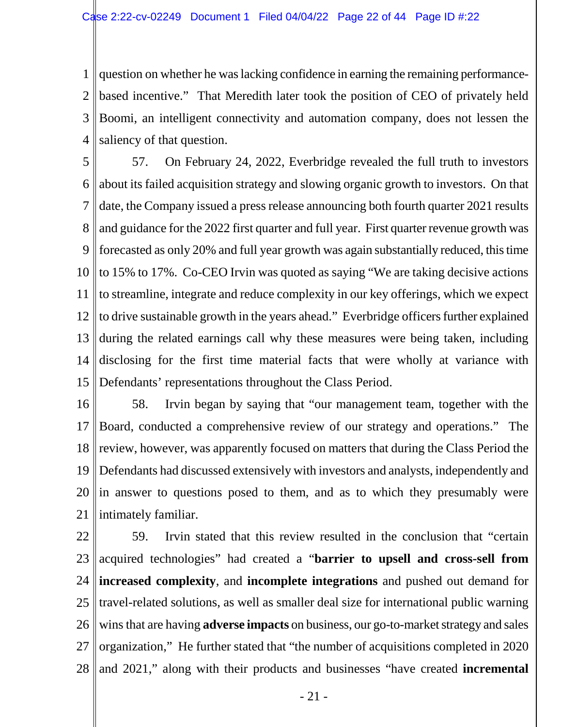question on whether he was lacking confidence in earning the remaining performance-based incentive." That Meredith later took the position of CEO of privately held Boomi, an intelligent connectivity and automation company, does not lessen the saliency of that question.

57. On February 24, 2022, Everbridge revealed the full truth to investors about its failed acquisition strategy and slowing organic growth to investors. On that date, the Company issued a press release announcing both fourth quarter 2021 results and guidance for the 2022 first quarter and full year. First quarter revenue growth was forecasted as only 20% and full year growth was again substantially reduced, this time to 15% to 17%. Co-CEO Irvin was quoted as saying "We are taking decisive actions to streamline, integrate and reduce complexity in our key offerings, which we expect to drive sustainable growth in the years ahead." Everbridge officers further explained during the related earnings call why these measures were being taken, including disclosing for the first time material facts that were wholly at variance with Defendants' representations throughout the Class Period.

58. Irvin began by saying that "our management team, together with the Board, conducted a comprehensive review of our strategy and operations." The review, however, was apparently focused on matters that during the Class Period the Defendants had discussed extensively with investors and analysts, independently and in answer to questions posed to them, and as to which they presumably were intimately familiar.

59. Irvin stated that this review resulted in the conclusion that "certain acquired technologies" had created a "**barrier to upsell and cross-sell from increased complexity**, and **incomplete integrations** and pushed out demand for travel-related solutions, as well as smaller deal size for international public warning wins that are having **adverse impacts** on business, our go-to-market strategy and sales organization," He further stated that "the number of acquisitions completed in 2020 and 2021," along with their products and businesses "have created **incremental**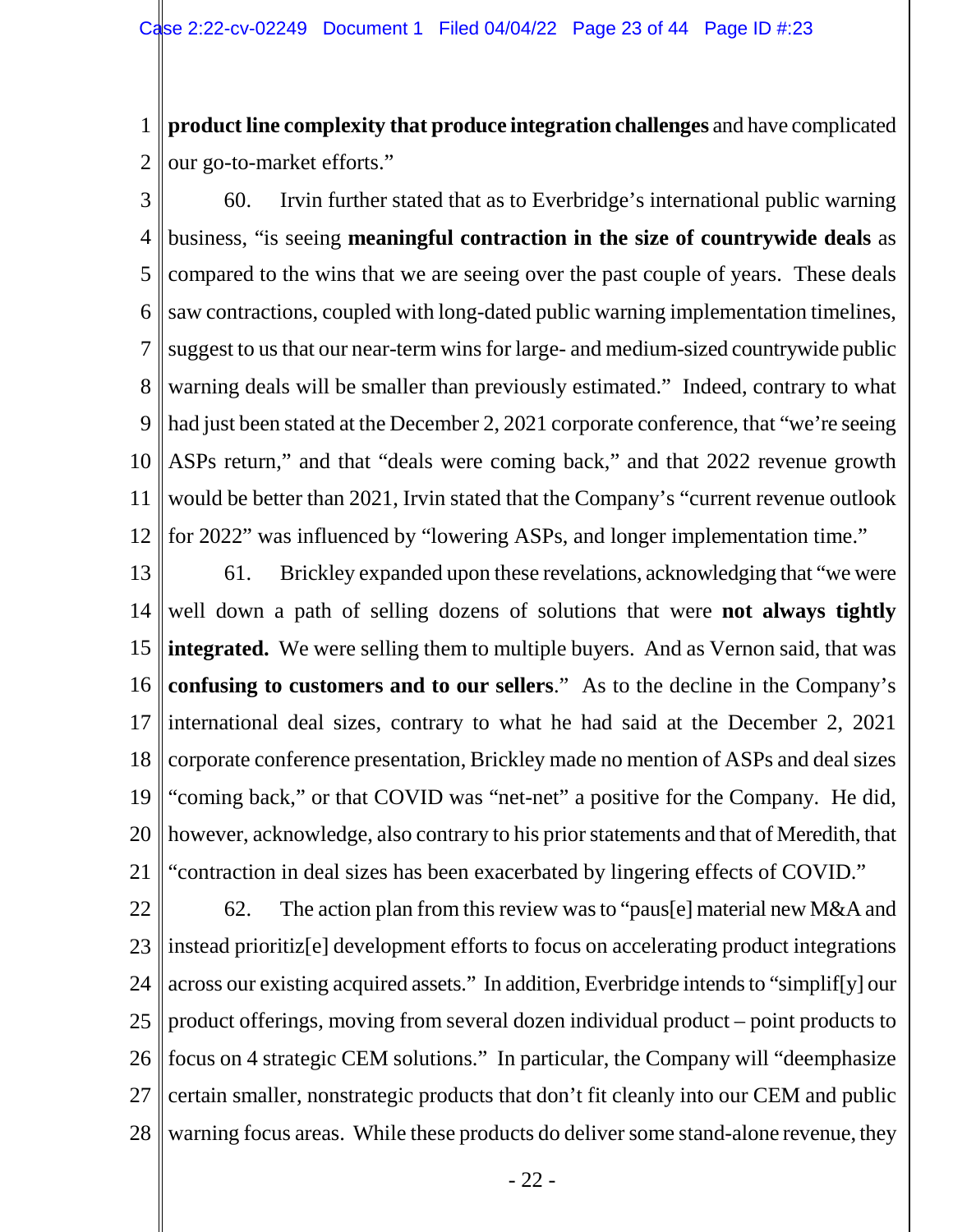**product line complexity that produce integration challenges** and have complicated our go-to-market efforts."

60. Irvin further stated that as to Everbridge's international public warning business, "is seeing **meaningful contraction in the size of countrywide deals** as compared to the wins that we are seeing over the past couple of years. These deals saw contractions, coupled with long-dated public warning implementation timelines, suggest to us that our near-term wins for large- and medium-sized countrywide public warning deals will be smaller than previously estimated." Indeed, contrary to what had just been stated at the December 2, 2021 corporate conference, that "we're seeing ASPs return," and that "deals were coming back," and that 2022 revenue growth would be better than 2021, Irvin stated that the Company's "current revenue outlook for 2022" was influenced by "lowering ASPs, and longer implementation time."

61. Brickley expanded upon these revelations, acknowledging that "we were well down a path of selling dozens of solutions that were **not always tightly integrated.** We were selling them to multiple buyers. And as Vernon said, that was **confusing to customers and to our sellers**." As to the decline in the Company's international deal sizes, contrary to what he had said at the December 2, 2021 corporate conference presentation, Brickley made no mention of ASPs and deal sizes "coming back," or that COVID was "net-net" a positive for the Company. He did, however, acknowledge, also contrary to his prior statements and that of Meredith, that "contraction in deal sizes has been exacerbated by lingering effects of COVID."

62. The action plan from this review was to "paus[e] material new M&A and instead prioritiz[e] development efforts to focus on accelerating product integrations across our existing acquired assets." In addition, Everbridge intends to "simplif[y] our product offerings, moving from several dozen individual product – point products to focus on 4 strategic CEM solutions." In particular, the Company will "deemphasize certain smaller, nonstrategic products that don't fit cleanly into our CEM and public warning focus areas. While these products do deliver some stand-alone revenue, they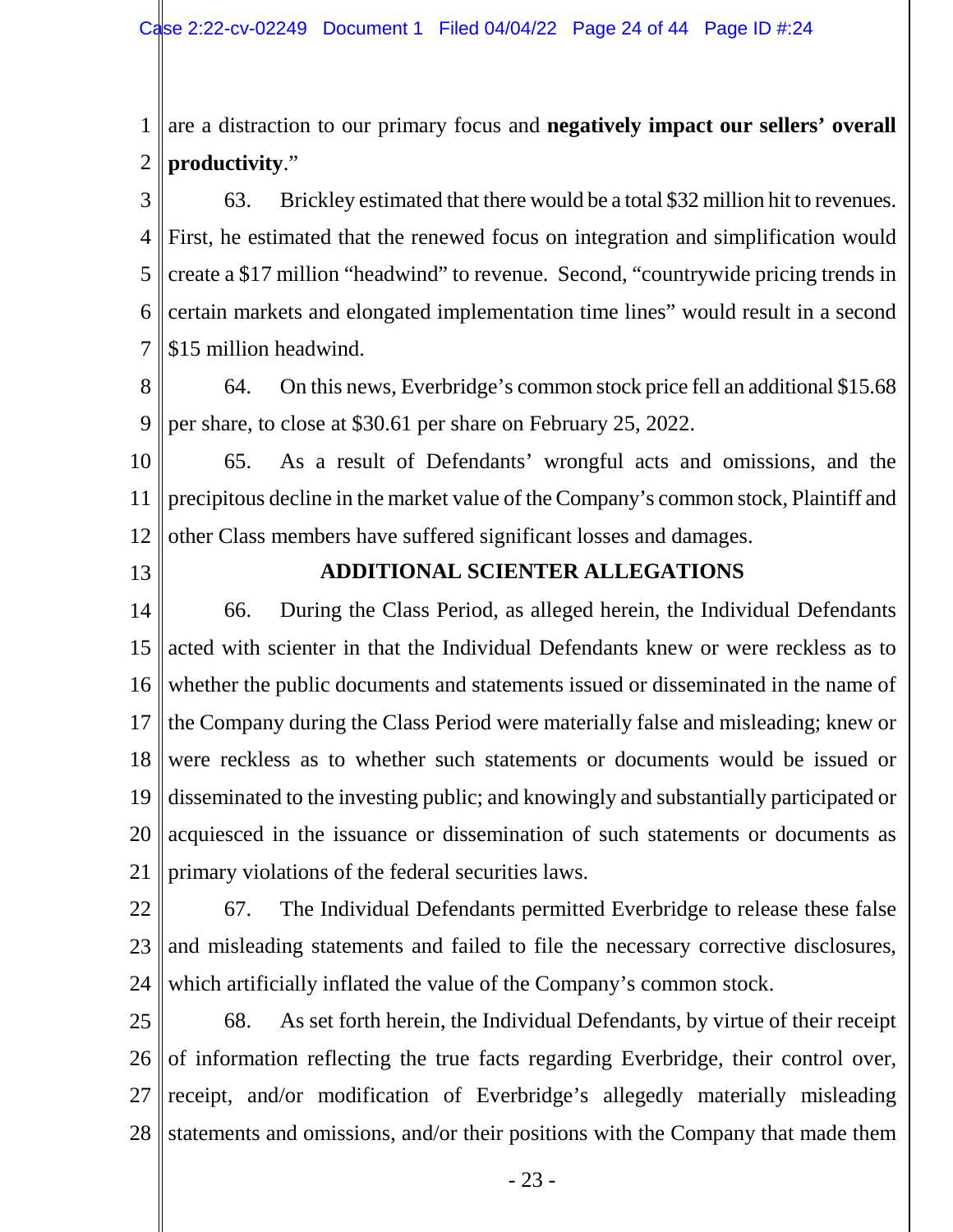are a distraction to our primary focus and **negatively impact our sellers' overall productivity**."

63. Brickley estimated that there would be a total $32 million hit to revenues. First, he estimated that the renewed focus on integration and simplification would create a $17 million "headwind" to revenue. Second, "countrywide pricing trends in certain markets and elongated implementation time lines" would result in a second $15 million headwind.

64. On this news, Everbridge's common stock price fell an additional $15.68 per share, to close at $30.61 per share on February 25, 2022.

65. As a result of Defendants' wrongful acts and omissions, and the precipitous decline in the market value of the Company's common stock, Plaintiff and other Class members have suffered significant losses and damages.

## ADDITIONAL SCIENTER ALLEGATIONS

66. During the Class Period, as alleged herein, the Individual Defendants acted with scienter in that the Individual Defendants knew or were reckless as to whether the public documents and statements issued or disseminated in the name of the Company during the Class Period were materially false and misleading; knew or were reckless as to whether such statements or documents would be issued or disseminated to the investing public; and knowingly and substantially participated or acquiesced in the issuance or dissemination of such statements or documents as primary violations of the federal securities laws.

67. The Individual Defendants permitted Everbridge to release these false and misleading statements and failed to file the necessary corrective disclosures, which artificially inflated the value of the Company's common stock.

68. As set forth herein, the Individual Defendants, by virtue of their receipt of information reflecting the true facts regarding Everbridge, their control over, receipt, and/or modification of Everbridge's allegedly materially misleading statements and omissions, and/or their positions with the Company that made them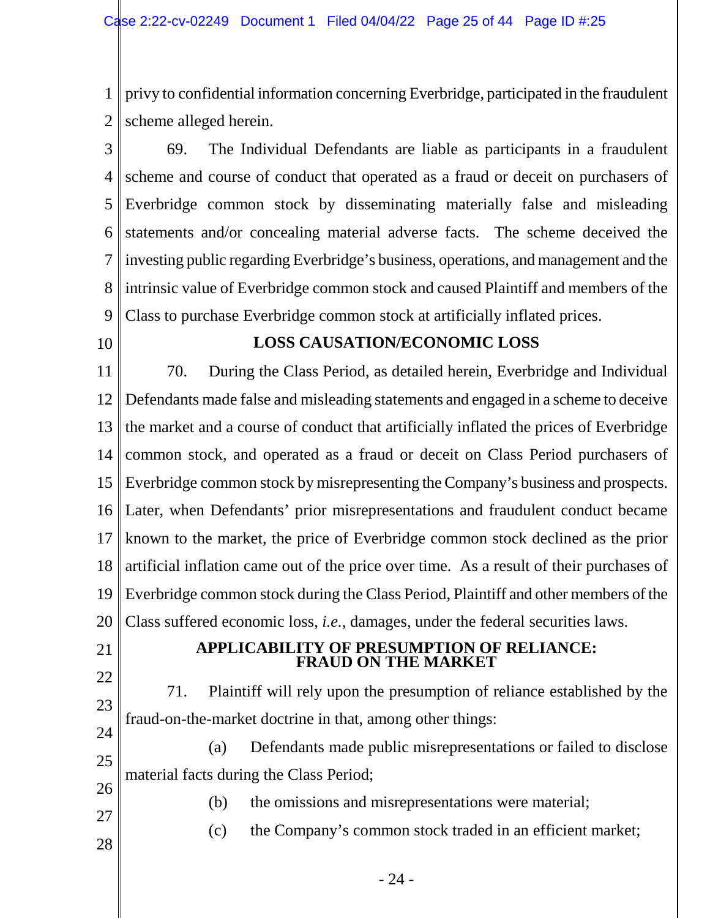privy to confidential information concerning Everbridge, participated in the fraudulent scheme alleged herein.

69. The Individual Defendants are liable as participants in a fraudulent scheme and course of conduct that operated as a fraud or deceit on purchasers of Everbridge common stock by disseminating materially false and misleading statements and/or concealing material adverse facts. The scheme deceived the investing public regarding Everbridge's business, operations, and management and the intrinsic value of Everbridge common stock and caused Plaintiff and members of the Class to purchase Everbridge common stock at artificially inflated prices.

## LOSS CAUSATION/ECONOMIC LOSS

70. During the Class Period, as detailed herein, Everbridge and Individual Defendants made false and misleading statements and engaged in a scheme to deceive the market and a course of conduct that artificially inflated the prices of Everbridge common stock, and operated as a fraud or deceit on Class Period purchasers of Everbridge common stock by misrepresenting the Company's business and prospects. Later, when Defendants' prior misrepresentations and fraudulent conduct became known to the market, the price of Everbridge common stock declined as the prior artificial inflation came out of the price over time. As a result of their purchases of Everbridge common stock during the Class Period, Plaintiff and other members of the Class suffered economic loss, *i.e.*, damages, under the federal securities laws.

## APPLICABILITY OF PRESUMPTION OF RELIANCE: FRAUD ON THE MARKET

71. Plaintiff will rely upon the presumption of reliance established by the fraud-on-the-market doctrine in that, among other things:

(a) Defendants made public misrepresentations or failed to disclose material facts during the Class Period;

(b) the omissions and misrepresentations were material;

(c) the Company's common stock traded in an efficient market;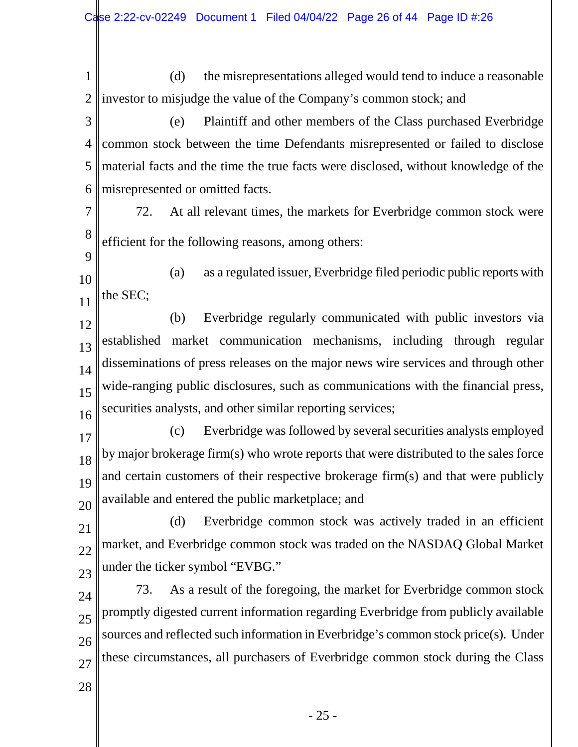(d) the misrepresentations alleged would tend to induce a reasonable investor to misjudge the value of the Company's common stock; and

(e) Plaintiff and other members of the Class purchased Everbridge common stock between the time Defendants misrepresented or failed to disclose material facts and the time the true facts were disclosed, without knowledge of the misrepresented or omitted facts.

72. At all relevant times, the markets for Everbridge common stock were efficient for the following reasons, among others:

(a) as a regulated issuer, Everbridge filed periodic public reports with the SEC;

(b) Everbridge regularly communicated with public investors via established market communication mechanisms, including through regular disseminations of press releases on the major news wire services and through other wide-ranging public disclosures, such as communications with the financial press, securities analysts, and other similar reporting services;

(c) Everbridge was followed by several securities analysts employed by major brokerage firm(s) who wrote reports that were distributed to the sales force and certain customers of their respective brokerage firm(s) and that were publicly available and entered the public marketplace; and

(d) Everbridge common stock was actively traded in an efficient market, and Everbridge common stock was traded on the NASDAQ Global Market under the ticker symbol "EVBG."

73. As a result of the foregoing, the market for Everbridge common stock promptly digested current information regarding Everbridge from publicly available sources and reflected such information in Everbridge's common stock price(s). Under these circumstances, all purchasers of Everbridge common stock during the Class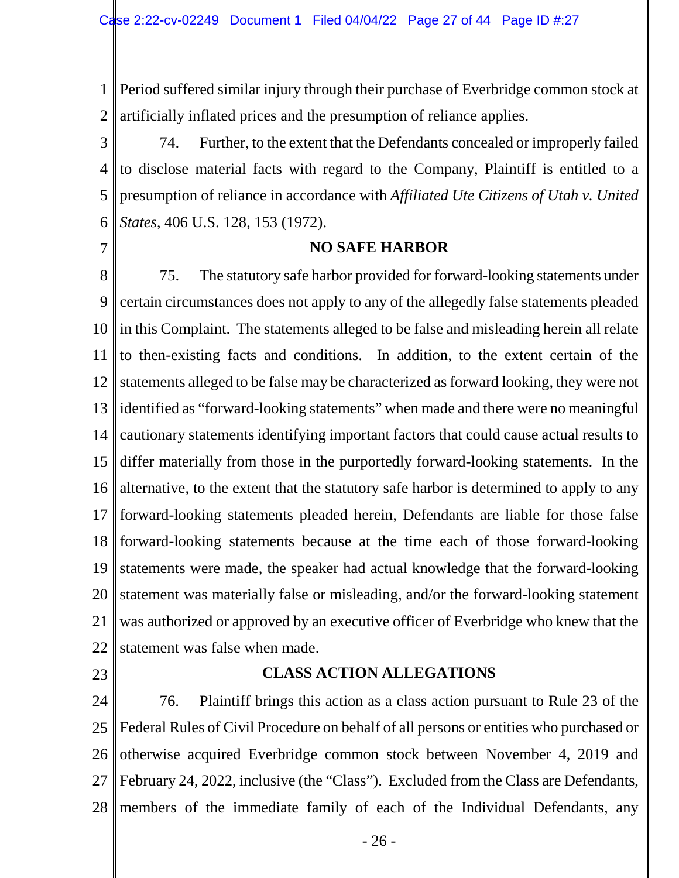Period suffered similar injury through their purchase of Everbridge common stock at artificially inflated prices and the presumption of reliance applies.

74. Further, to the extent that the Defendants concealed or improperly failed to disclose material facts with regard to the Company, Plaintiff is entitled to a presumption of reliance in accordance with *Affiliated Ute Citizens of Utah v. United States*, 406 U.S. 128, 153 (1972).

## NO SAFE HARBOR

75. The statutory safe harbor provided for forward-looking statements under certain circumstances does not apply to any of the allegedly false statements pleaded in this Complaint. The statements alleged to be false and misleading herein all relate to then-existing facts and conditions. In addition, to the extent certain of the statements alleged to be false may be characterized as forward looking, they were not identified as "forward-looking statements" when made and there were no meaningful cautionary statements identifying important factors that could cause actual results to differ materially from those in the purportedly forward-looking statements. In the alternative, to the extent that the statutory safe harbor is determined to apply to any forward-looking statements pleaded herein, Defendants are liable for those false forward-looking statements because at the time each of those forward-looking statements were made, the speaker had actual knowledge that the forward-looking statement was materially false or misleading, and/or the forward-looking statement was authorized or approved by an executive officer of Everbridge who knew that the statement was false when made.

## CLASS ACTION ALLEGATIONS

76. Plaintiff brings this action as a class action pursuant to Rule 23 of the Federal Rules of Civil Procedure on behalf of all persons or entities who purchased or otherwise acquired Everbridge common stock between November 4, 2019 and February 24, 2022, inclusive (the "Class"). Excluded from the Class are Defendants, members of the immediate family of each of the Individual Defendants, any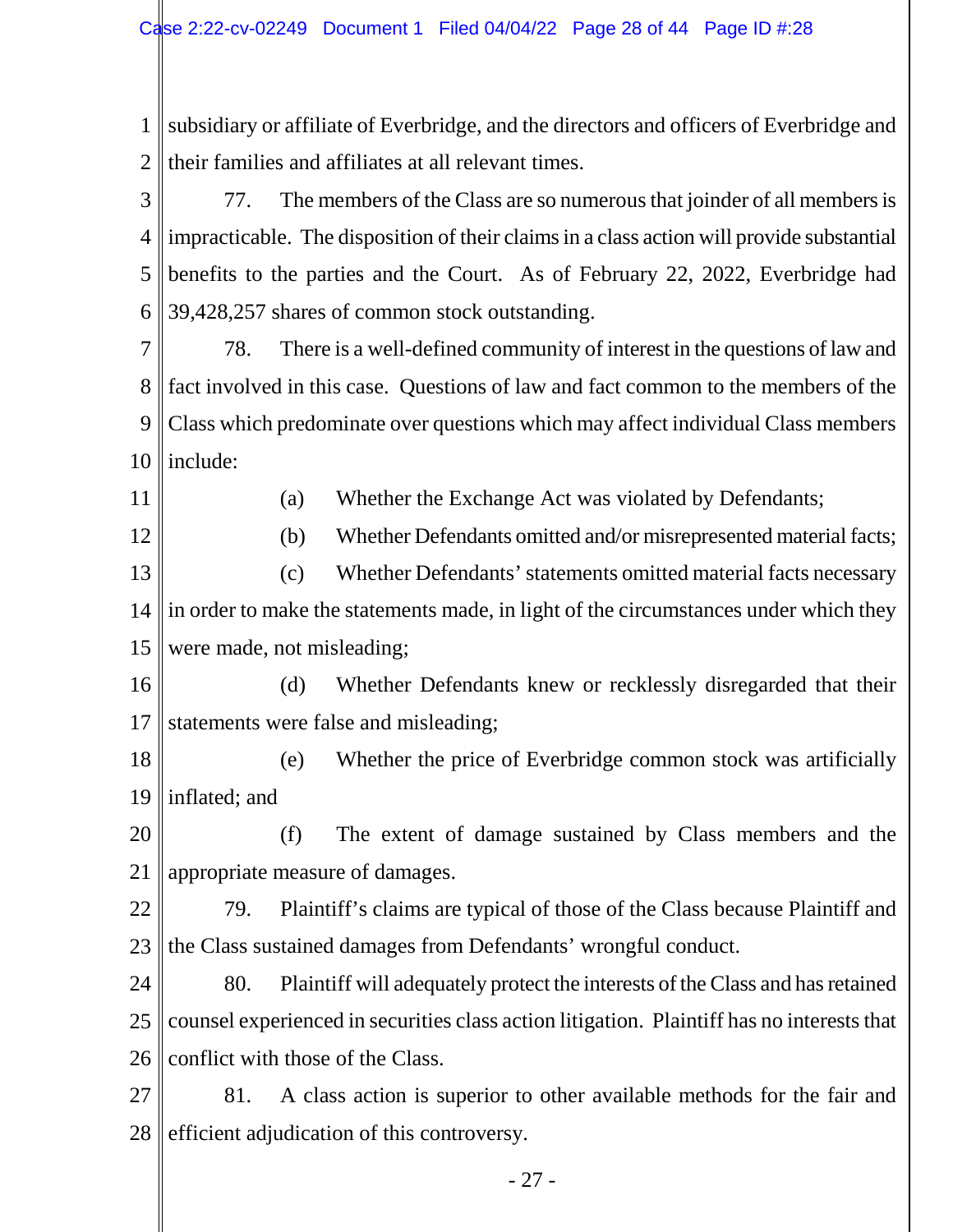subsidiary or affiliate of Everbridge, and the directors and officers of Everbridge and their families and affiliates at all relevant times.

77. The members of the Class are so numerous that joinder of all members is impracticable. The disposition of their claims in a class action will provide substantial benefits to the parties and the Court. As of February 22, 2022, Everbridge had 39,428,257 shares of common stock outstanding.

78. There is a well-defined community of interest in the questions of law and fact involved in this case. Questions of law and fact common to the members of the Class which predominate over questions which may affect individual Class members include:

(a) Whether the Exchange Act was violated by Defendants;

(b) Whether Defendants omitted and/or misrepresented material facts;

(c) Whether Defendants' statements omitted material facts necessary in order to make the statements made, in light of the circumstances under which they were made, not misleading;

(d) Whether Defendants knew or recklessly disregarded that their statements were false and misleading;

(e) Whether the price of Everbridge common stock was artificially inflated; and

(f) The extent of damage sustained by Class members and the appropriate measure of damages.

79. Plaintiff's claims are typical of those of the Class because Plaintiff and the Class sustained damages from Defendants' wrongful conduct.

80. Plaintiff will adequately protect the interests of the Class and has retained counsel experienced in securities class action litigation. Plaintiff has no interests that conflict with those of the Class.

81. A class action is superior to other available methods for the fair and efficient adjudication of this controversy.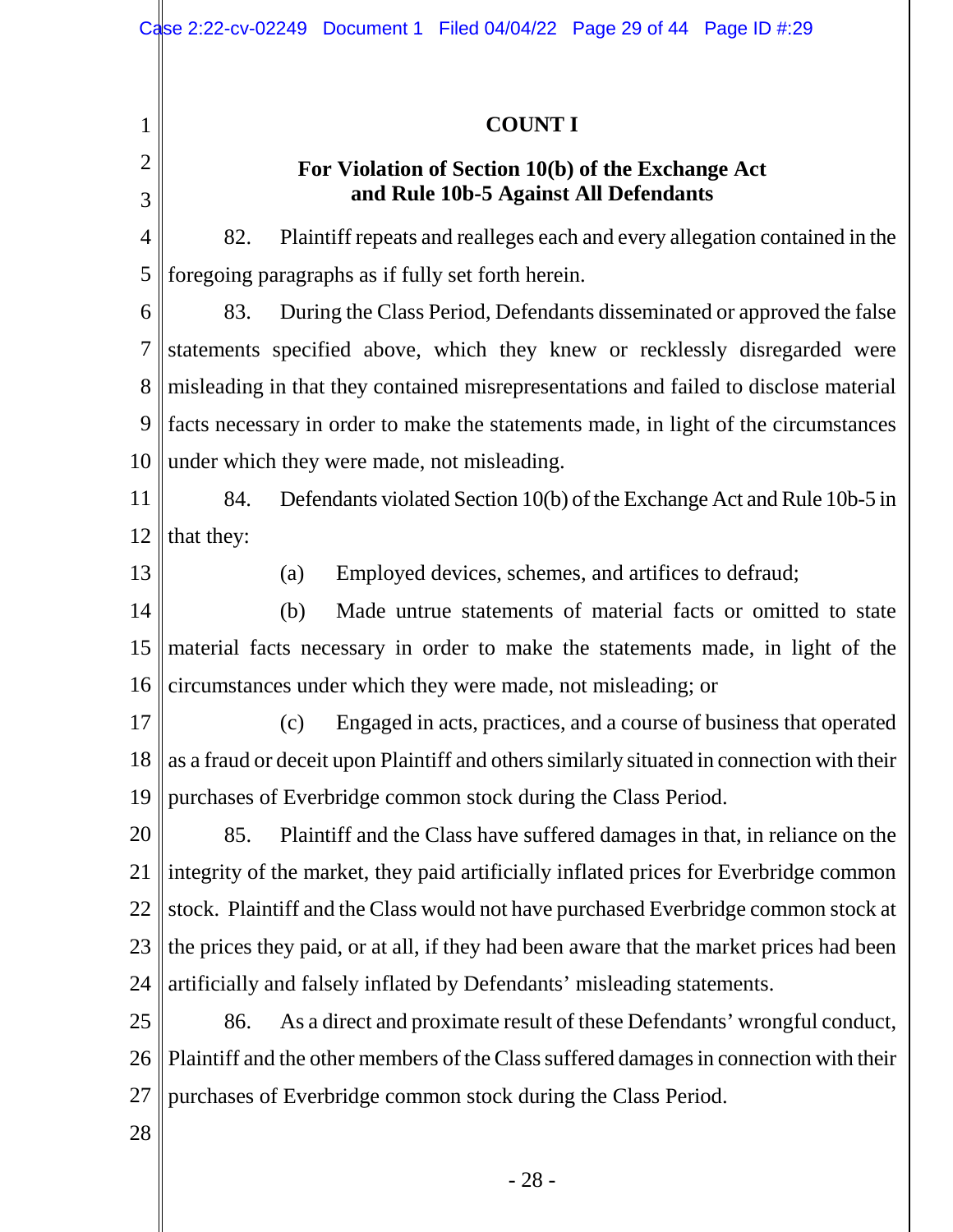## COUNT I

### For Violation of Section 10(b) of the Exchange Act and Rule 10b-5 Against All Defendants

82. Plaintiff repeats and realleges each and every allegation contained in the foregoing paragraphs as if fully set forth herein.

83. During the Class Period, Defendants disseminated or approved the false statements specified above, which they knew or recklessly disregarded were misleading in that they contained misrepresentations and failed to disclose material facts necessary in order to make the statements made, in light of the circumstances under which they were made, not misleading.

84. Defendants violated Section 10(b) of the Exchange Act and Rule 10b-5 in that they:

(a) Employed devices, schemes, and artifices to defraud;

(b) Made untrue statements of material facts or omitted to state material facts necessary in order to make the statements made, in light of the circumstances under which they were made, not misleading; or

(c) Engaged in acts, practices, and a course of business that operated as a fraud or deceit upon Plaintiff and others similarly situated in connection with their purchases of Everbridge common stock during the Class Period.

85. Plaintiff and the Class have suffered damages in that, in reliance on the integrity of the market, they paid artificially inflated prices for Everbridge common stock. Plaintiff and the Class would not have purchased Everbridge common stock at the prices they paid, or at all, if they had been aware that the market prices had been artificially and falsely inflated by Defendants' misleading statements.

86. As a direct and proximate result of these Defendants' wrongful conduct, Plaintiff and the other members of the Class suffered damages in connection with their purchases of Everbridge common stock during the Class Period.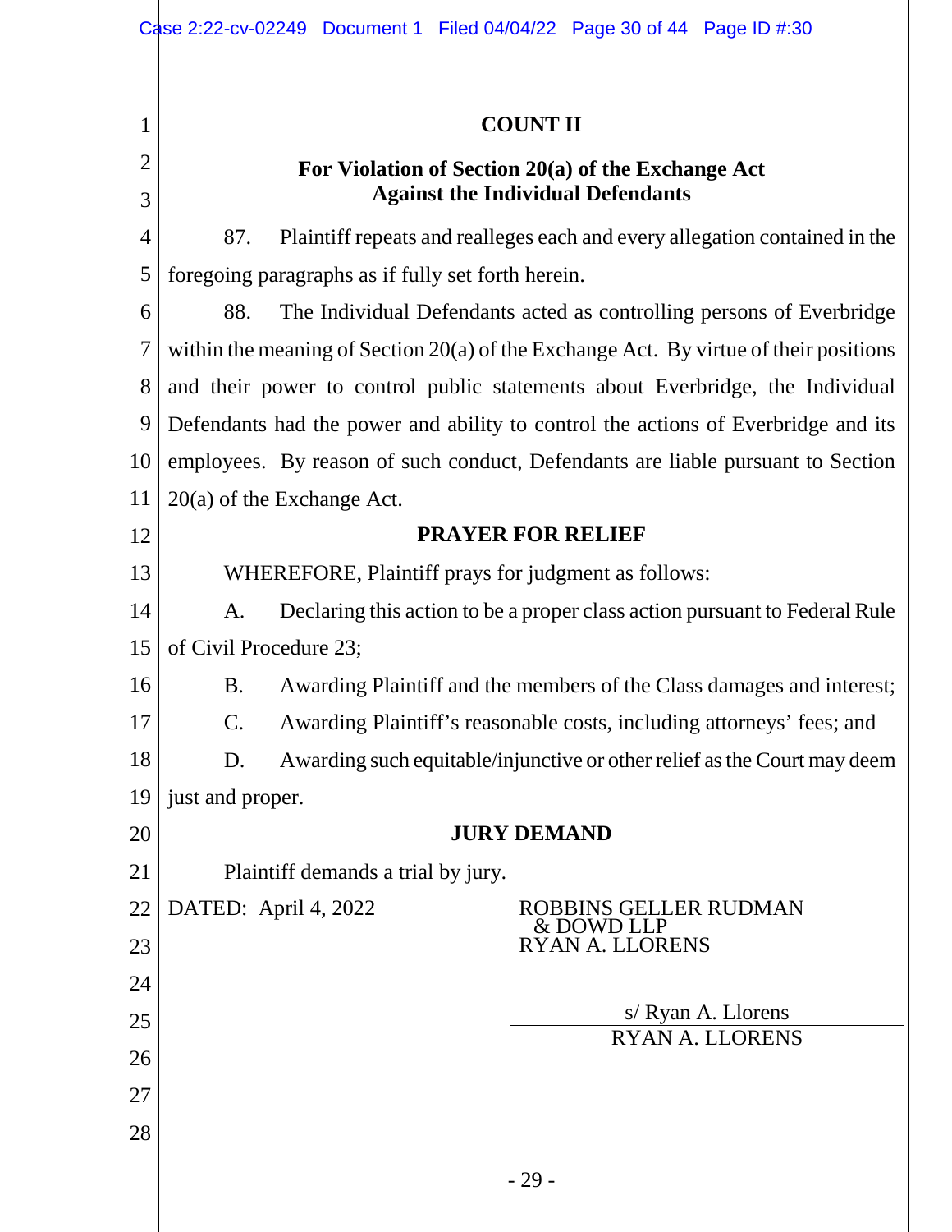## COUNT II

### For Violation of Section 20(a) of the Exchange Act Against the Individual Defendants

87. Plaintiff repeats and realleges each and every allegation contained in the foregoing paragraphs as if fully set forth herein.

88. The Individual Defendants acted as controlling persons of Everbridge within the meaning of Section 20(a) of the Exchange Act. By virtue of their positions and their power to control public statements about Everbridge, the Individual Defendants had the power and ability to control the actions of Everbridge and its employees. By reason of such conduct, Defendants are liable pursuant to Section 20(a) of the Exchange Act.

## PRAYER FOR RELIEF

WHEREFORE, Plaintiff prays for judgment as follows:

A. Declaring this action to be a proper class action pursuant to Federal Rule of Civil Procedure 23;

B. Awarding Plaintiff and the members of the Class damages and interest;

C. Awarding Plaintiff's reasonable costs, including attorneys' fees; and

D. Awarding such equitable/injunctive or other relief as the Court may deem just and proper.

## JURY DEMAND

Plaintiff demands a trial by jury.

DATED: April 4, 2022

ROBBINS GELLER RUDMAN & DOWD LLP
RYAN A. LLORENS

s/ Ryan A. Llorens
RYAN A. LLORENS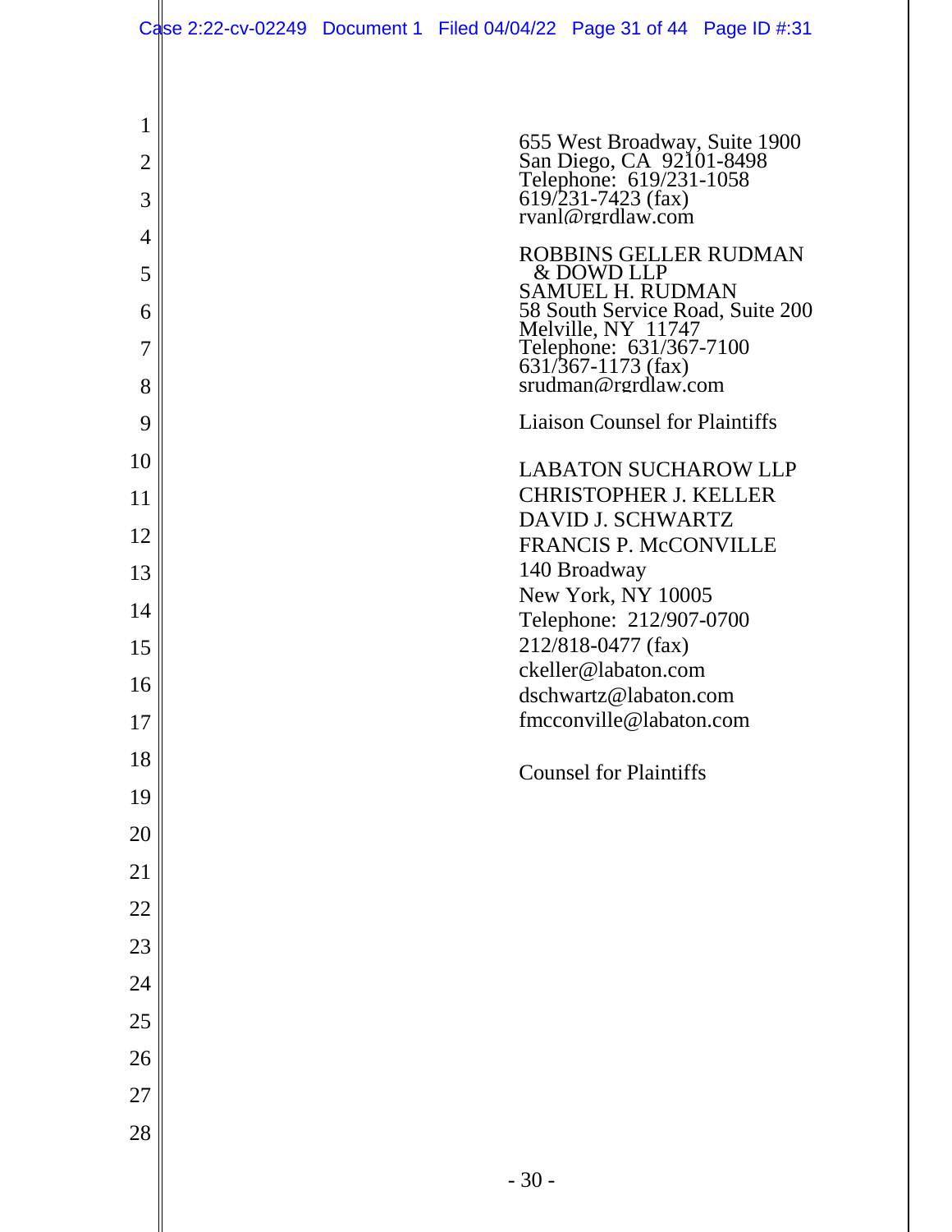655 West Broadway, Suite 1900
San Diego, CA 92101-8498
Telephone: 619/231-1058
619/231-7423 (fax)
ryanl@rgrdlaw.com

ROBBINS GELLER RUDMAN
& DOWD LLP
SAMUEL H. RUDMAN
58 South Service Road, Suite 200
Melville, NY 11747
Telephone: 631/367-7100
631/367-1173 (fax)
srudman@rgrdlaw.com

Liaison Counsel for Plaintiffs

LABATON SUCHAROW LLP
CHRISTOPHER J. KELLER
DAVID J. SCHWARTZ
FRANCIS P. McCONVILLE
140 Broadway
New York, NY 10005
Telephone: 212/907-0700
212/818-0477 (fax)
ckeller@labaton.com
dschwartz@labaton.com
fmcconville@labaton.com

Counsel for Plaintiffs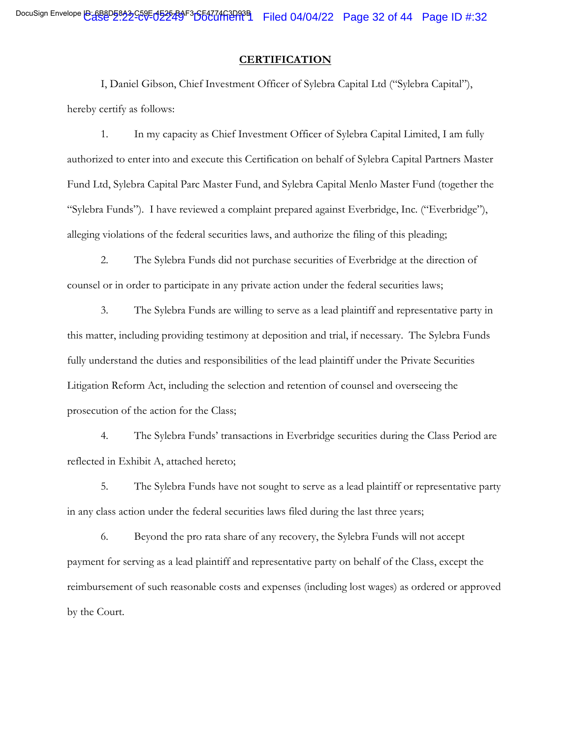## CERTIFICATION

I, Daniel Gibson, Chief Investment Officer of Sylebra Capital Ltd ("Sylebra Capital"), hereby certify as follows:

1. In my capacity as Chief Investment Officer of Sylebra Capital Limited, I am fully authorized to enter into and execute this Certification on behalf of Sylebra Capital Partners Master Fund Ltd, Sylebra Capital Parc Master Fund, and Sylebra Capital Menlo Master Fund (together the "Sylebra Funds"). I have reviewed a complaint prepared against Everbridge, Inc. ("Everbridge"), alleging violations of the federal securities laws, and authorize the filing of this pleading;

2. The Sylebra Funds did not purchase securities of Everbridge at the direction of counsel or in order to participate in any private action under the federal securities laws;

3. The Sylebra Funds are willing to serve as a lead plaintiff and representative party in this matter, including providing testimony at deposition and trial, if necessary. The Sylebra Funds fully understand the duties and responsibilities of the lead plaintiff under the Private Securities Litigation Reform Act, including the selection and retention of counsel and overseeing the prosecution of the action for the Class;

4. The Sylebra Funds' transactions in Everbridge securities during the Class Period are reflected in Exhibit A, attached hereto;

5. The Sylebra Funds have not sought to serve as a lead plaintiff or representative party in any class action under the federal securities laws filed during the last three years;

6. Beyond the pro rata share of any recovery, the Sylebra Funds will not accept payment for serving as a lead plaintiff and representative party on behalf of the Class, except the reimbursement of such reasonable costs and expenses (including lost wages) as ordered or approved by the Court.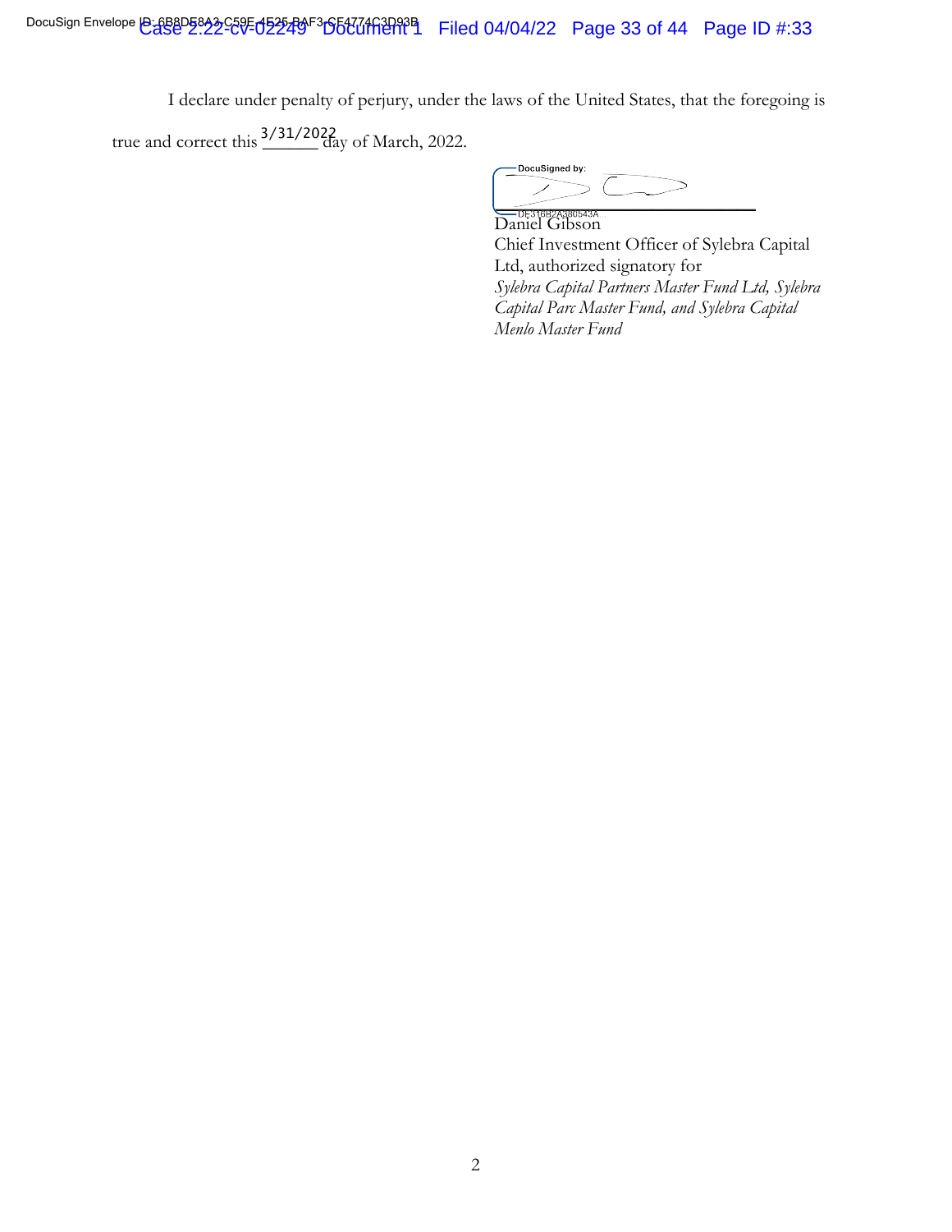I declare under penalty of perjury, under the laws of the United States, that the foregoing is true and correct this 3/31/2022 day of March, 2022.

DocuSigned by:

DE316B2A380543A...

Daniel Gibson
Chief Investment Officer of Sylebra Capital Ltd, authorized signatory for
*Sylebra Capital Partners Master Fund Ltd, Sylebra Capital Parc Master Fund, and Sylebra Capital Menlo Master Fund*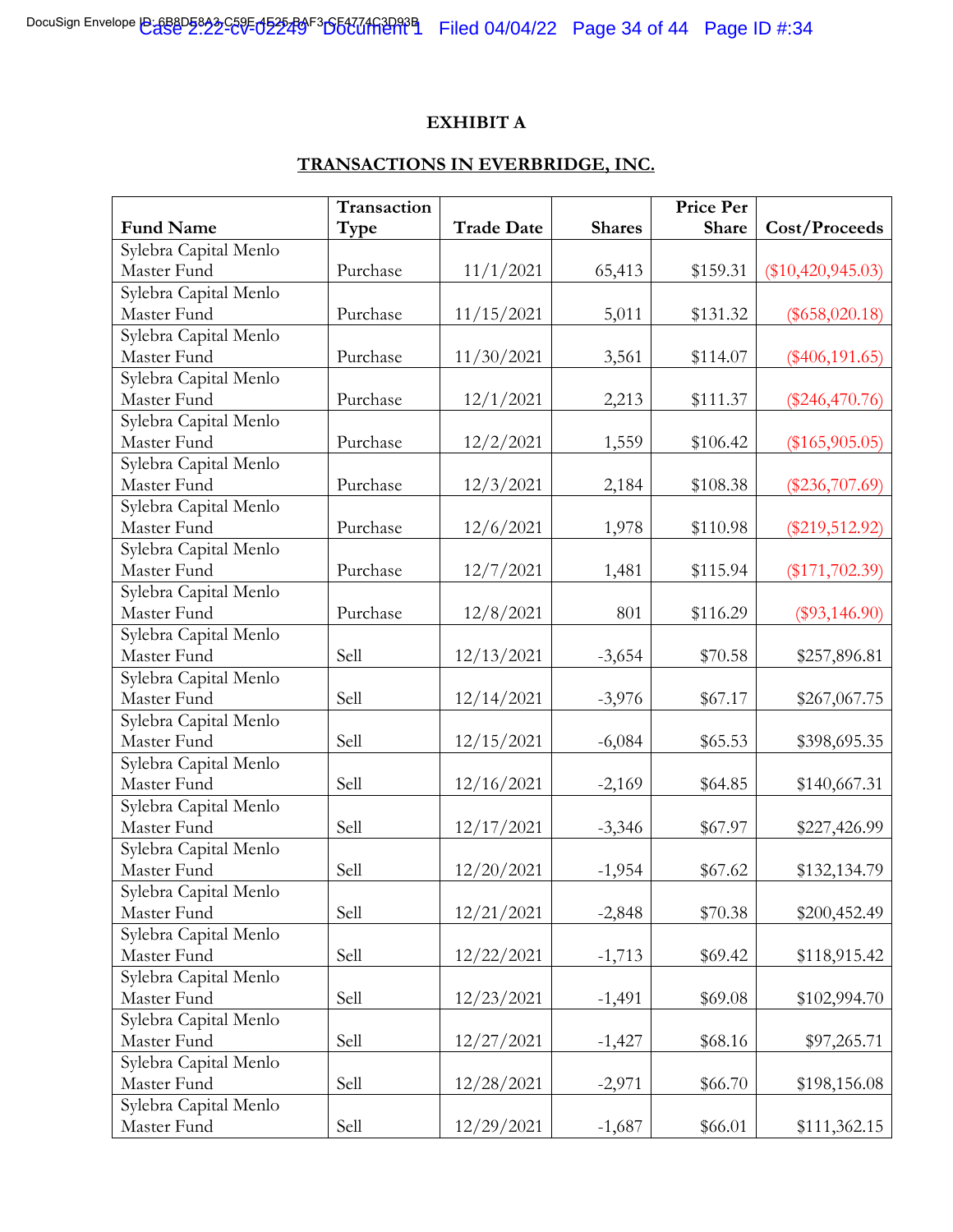**EXHIBIT A**

**TRANSACTIONS IN EVERBRIDGE, INC.**

| Fund Name | Transaction Type | Trade Date | Shares | Price Per Share | Cost/Proceeds |
|---|---|---|---|---|---|
| Sylebra Capital Menlo Master Fund | Purchase | 11/1/2021 | 65,413 | $159.31 | ($10,420,945.03) |
| Sylebra Capital Menlo Master Fund | Purchase | 11/15/2021 | 5,011 | $131.32 | ($658,020.18) |
| Sylebra Capital Menlo Master Fund | Purchase | 11/30/2021 | 3,561 | $114.07 | ($406,191.65) |
| Sylebra Capital Menlo Master Fund | Purchase | 12/1/2021 | 2,213 | $111.37 | ($246,470.76) |
| Sylebra Capital Menlo Master Fund | Purchase | 12/2/2021 | 1,559 | $106.42 | ($165,905.05) |
| Sylebra Capital Menlo Master Fund | Purchase | 12/3/2021 | 2,184 | $108.38 | ($236,707.69) |
| Sylebra Capital Menlo Master Fund | Purchase | 12/6/2021 | 1,978 | $110.98 | ($219,512.92) |
| Sylebra Capital Menlo Master Fund | Purchase | 12/7/2021 | 1,481 | $115.94 | ($171,702.39) |
| Sylebra Capital Menlo Master Fund | Purchase | 12/8/2021 | 801 | $116.29 | ($93,146.90) |
| Sylebra Capital Menlo Master Fund | Sell | 12/13/2021 | -3,654 | $70.58 | $257,896.81 |
| Sylebra Capital Menlo Master Fund | Sell | 12/14/2021 | -3,976 | $67.17 | $267,067.75 |
| Sylebra Capital Menlo Master Fund | Sell | 12/15/2021 | -6,084 | $65.53 | $398,695.35 |
| Sylebra Capital Menlo Master Fund | Sell | 12/16/2021 | -2,169 | $64.85 | $140,667.31 |
| Sylebra Capital Menlo Master Fund | Sell | 12/17/2021 | -3,346 | $67.97 | $227,426.99 |
| Sylebra Capital Menlo Master Fund | Sell | 12/20/2021 | -1,954 | $67.62 | $132,134.79 |
| Sylebra Capital Menlo Master Fund | Sell | 12/21/2021 | -2,848 | $70.38 | $200,452.49 |
| Sylebra Capital Menlo Master Fund | Sell | 12/22/2021 | -1,713 | $69.42 | $118,915.42 |
| Sylebra Capital Menlo Master Fund | Sell | 12/23/2021 | -1,491 | $69.08 | $102,994.70 |
| Sylebra Capital Menlo Master Fund | Sell | 12/27/2021 | -1,427 | $68.16 | $97,265.71 |
| Sylebra Capital Menlo Master Fund | Sell | 12/28/2021 | -2,971 | $66.70 | $198,156.08 |
| Sylebra Capital Menlo Master Fund | Sell | 12/29/2021 | -1,687 | $66.01 | $111,362.15 |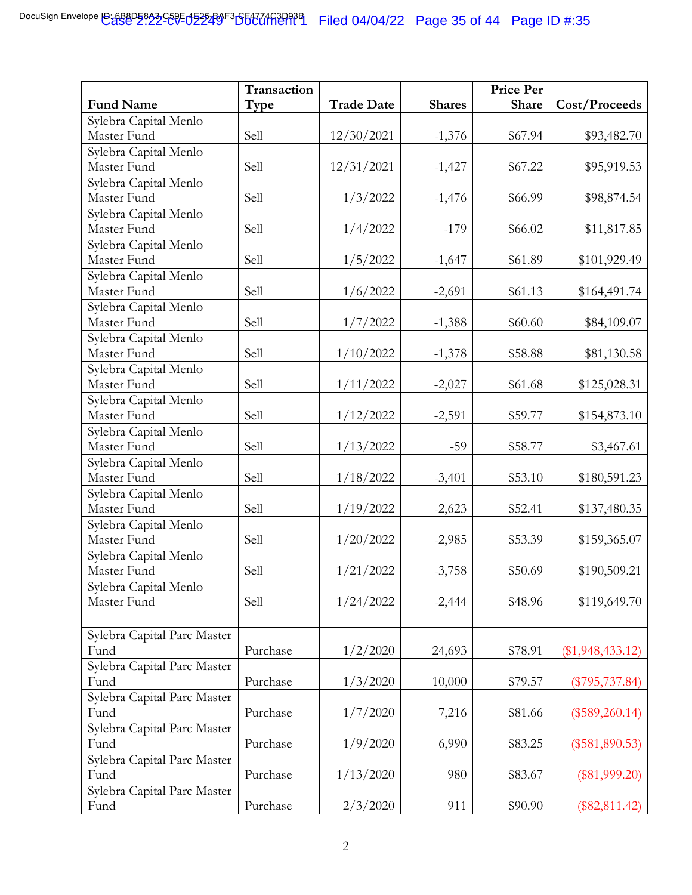| Fund Name | Transaction Type | Trade Date | Shares | Price Per Share | Cost/Proceeds |
|---|---|---|---|---|---|
| Sylebra Capital Menlo Master Fund | Sell | 12/30/2021 | -1,376 | $67.94 | $93,482.70 |
| Sylebra Capital Menlo Master Fund | Sell | 12/31/2021 | -1,427 | $67.22 | $95,919.53 |
| Sylebra Capital Menlo Master Fund | Sell | 1/3/2022 | -1,476 | $66.99 | $98,874.54 |
| Sylebra Capital Menlo Master Fund | Sell | 1/4/2022 | -179 | $66.02 | $11,817.85 |
| Sylebra Capital Menlo Master Fund | Sell | 1/5/2022 | -1,647 | $61.89 | $101,929.49 |
| Sylebra Capital Menlo Master Fund | Sell | 1/6/2022 | -2,691 | $61.13 | $164,491.74 |
| Sylebra Capital Menlo Master Fund | Sell | 1/7/2022 | -1,388 | $60.60 | $84,109.07 |
| Sylebra Capital Menlo Master Fund | Sell | 1/10/2022 | -1,378 | $58.88 | $81,130.58 |
| Sylebra Capital Menlo Master Fund | Sell | 1/11/2022 | -2,027 | $61.68 | $125,028.31 |
| Sylebra Capital Menlo Master Fund | Sell | 1/12/2022 | -2,591 | $59.77 | $154,873.10 |
| Sylebra Capital Menlo Master Fund | Sell | 1/13/2022 | -59 | $58.77 | $3,467.61 |
| Sylebra Capital Menlo Master Fund | Sell | 1/18/2022 | -3,401 | $53.10 | $180,591.23 |
| Sylebra Capital Menlo Master Fund | Sell | 1/19/2022 | -2,623 | $52.41 | $137,480.35 |
| Sylebra Capital Menlo Master Fund | Sell | 1/20/2022 | -2,985 | $53.39 | $159,365.07 |
| Sylebra Capital Menlo Master Fund | Sell | 1/21/2022 | -3,758 | $50.69 | $190,509.21 |
| Sylebra Capital Menlo Master Fund | Sell | 1/24/2022 | -2,444 | $48.96 | $119,649.70 |
| | | | | | |
| Sylebra Capital Parc Master Fund | Purchase | 1/2/2020 | 24,693 | $78.91 | ($1,948,433.12) |
| Sylebra Capital Parc Master Fund | Purchase | 1/3/2020 | 10,000 | $79.57 | ($795,737.84) |
| Sylebra Capital Parc Master Fund | Purchase | 1/7/2020 | 7,216 | $81.66 | ($589,260.14) |
| Sylebra Capital Parc Master Fund | Purchase | 1/9/2020 | 6,990 | $83.25 | ($581,890.53) |
| Sylebra Capital Parc Master Fund | Purchase | 1/13/2020 | 980 | $83.67 | ($81,999.20) |
| Sylebra Capital Parc Master Fund | Purchase | 2/3/2020 | 911 | $90.90 | ($82,811.42) |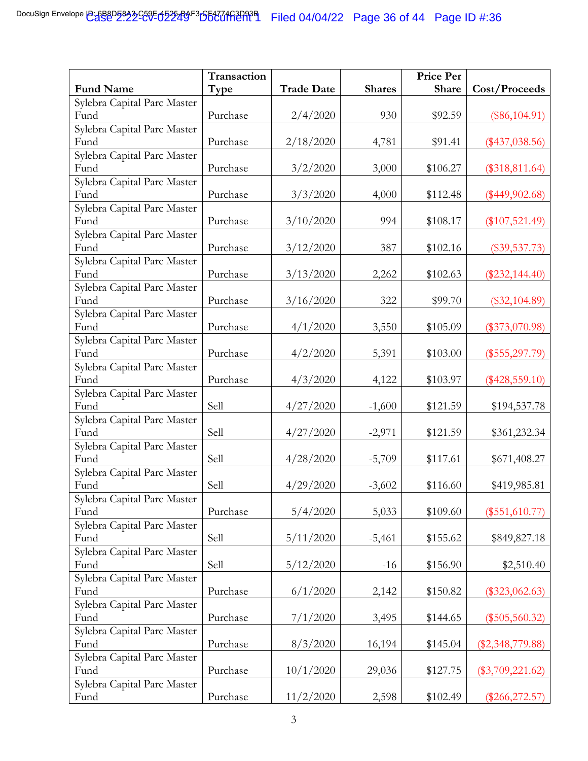| Fund Name | Transaction Type | Trade Date | Shares | Price Per Share | Cost/Proceeds |
|---|---|---|---|---|---|
| Sylebra Capital Parc Master Fund | Purchase | 2/4/2020 | 930 | $92.59 | ($86,104.91) |
| Sylebra Capital Parc Master Fund | Purchase | 2/18/2020 | 4,781 | $91.41 | ($437,038.56) |
| Sylebra Capital Parc Master Fund | Purchase | 3/2/2020 | 3,000 | $106.27 | ($318,811.64) |
| Sylebra Capital Parc Master Fund | Purchase | 3/3/2020 | 4,000 | $112.48 | ($449,902.68) |
| Sylebra Capital Parc Master Fund | Purchase | 3/10/2020 | 994 | $108.17 | ($107,521.49) |
| Sylebra Capital Parc Master Fund | Purchase | 3/12/2020 | 387 | $102.16 | ($39,537.73) |
| Sylebra Capital Parc Master Fund | Purchase | 3/13/2020 | 2,262 | $102.63 | ($232,144.40) |
| Sylebra Capital Parc Master Fund | Purchase | 3/16/2020 | 322 | $99.70 | ($32,104.89) |
| Sylebra Capital Parc Master Fund | Purchase | 4/1/2020 | 3,550 | $105.09 | ($373,070.98) |
| Sylebra Capital Parc Master Fund | Purchase | 4/2/2020 | 5,391 | $103.00 | ($555,297.79) |
| Sylebra Capital Parc Master Fund | Purchase | 4/3/2020 | 4,122 | $103.97 | ($428,559.10) |
| Sylebra Capital Parc Master Fund | Sell | 4/27/2020 | -1,600 | $121.59 | $194,537.78 |
| Sylebra Capital Parc Master Fund | Sell | 4/27/2020 | -2,971 | $121.59 | $361,232.34 |
| Sylebra Capital Parc Master Fund | Sell | 4/28/2020 | -5,709 | $117.61 | $671,408.27 |
| Sylebra Capital Parc Master Fund | Sell | 4/29/2020 | -3,602 | $116.60 | $419,985.81 |
| Sylebra Capital Parc Master Fund | Purchase | 5/4/2020 | 5,033 | $109.60 | ($551,610.77) |
| Sylebra Capital Parc Master Fund | Sell | 5/11/2020 | -5,461 | $155.62 | $849,827.18 |
| Sylebra Capital Parc Master Fund | Sell | 5/12/2020 | -16 | $156.90 | $2,510.40 |
| Sylebra Capital Parc Master Fund | Purchase | 6/1/2020 | 2,142 | $150.82 | ($323,062.63) |
| Sylebra Capital Parc Master Fund | Purchase | 7/1/2020 | 3,495 | $144.65 | ($505,560.32) |
| Sylebra Capital Parc Master Fund | Purchase | 8/3/2020 | 16,194 | $145.04 | ($2,348,779.88) |
| Sylebra Capital Parc Master Fund | Purchase | 10/1/2020 | 29,036 | $127.75 | ($3,709,221.62) |
| Sylebra Capital Parc Master Fund | Purchase | 11/2/2020 | 2,598 | $102.49 | ($266,272.57) |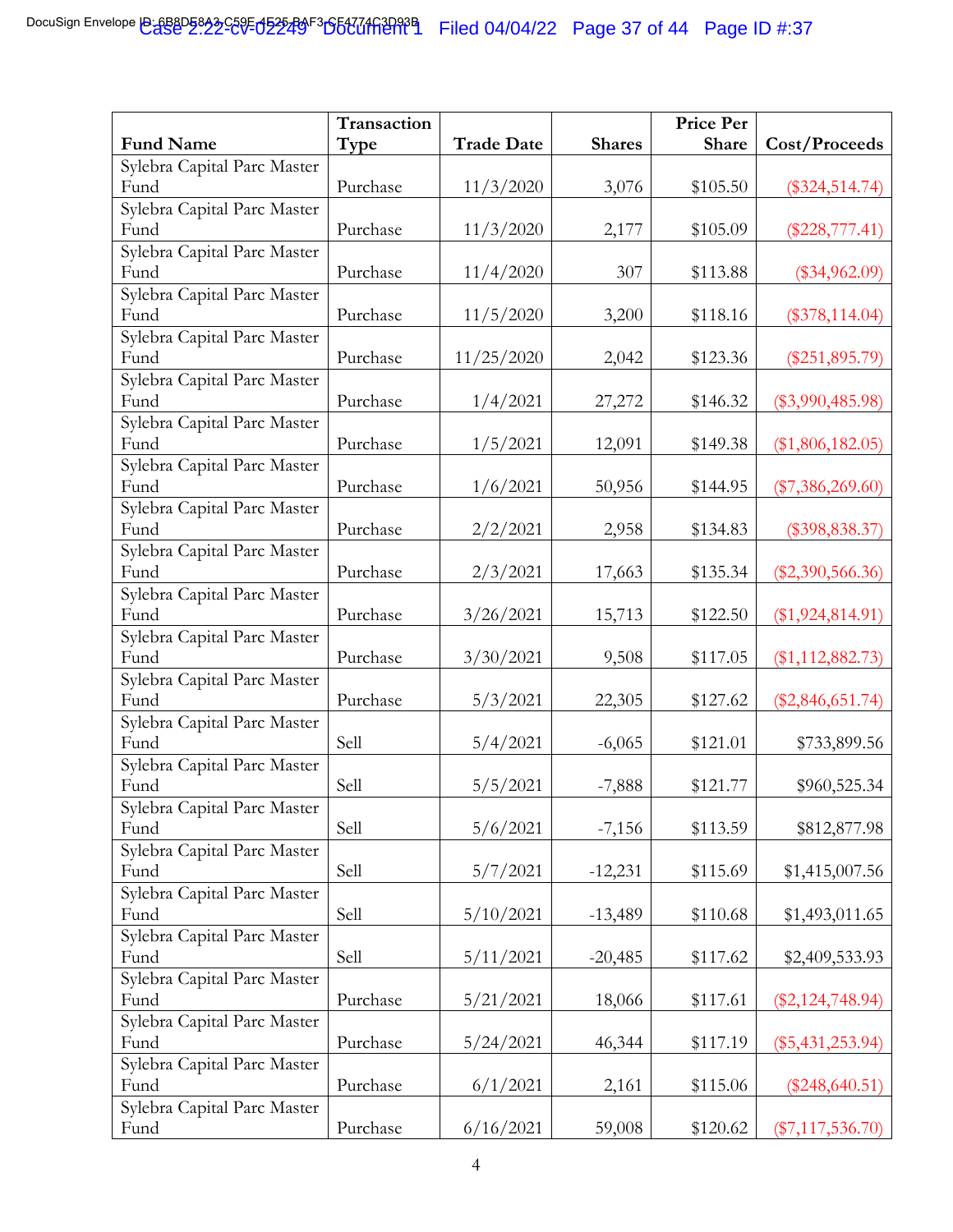| Fund Name | Transaction Type | Trade Date | Shares | Price Per Share | Cost/Proceeds |
|---|---|---|---|---|---|
| Sylebra Capital Parc Master Fund | Purchase | 11/3/2020 | 3,076 | $105.50 | ($324,514.74) |
| Sylebra Capital Parc Master Fund | Purchase | 11/3/2020 | 2,177 | $105.09 | ($228,777.41) |
| Sylebra Capital Parc Master Fund | Purchase | 11/4/2020 | 307 | $113.88 | ($34,962.09) |
| Sylebra Capital Parc Master Fund | Purchase | 11/5/2020 | 3,200 | $118.16 | ($378,114.04) |
| Sylebra Capital Parc Master Fund | Purchase | 11/25/2020 | 2,042 | $123.36 | ($251,895.79) |
| Sylebra Capital Parc Master Fund | Purchase | 1/4/2021 | 27,272 | $146.32 | ($3,990,485.98) |
| Sylebra Capital Parc Master Fund | Purchase | 1/5/2021 | 12,091 | $149.38 | ($1,806,182.05) |
| Sylebra Capital Parc Master Fund | Purchase | 1/6/2021 | 50,956 | $144.95 | ($7,386,269.60) |
| Sylebra Capital Parc Master Fund | Purchase | 2/2/2021 | 2,958 | $134.83 | ($398,838.37) |
| Sylebra Capital Parc Master Fund | Purchase | 2/3/2021 | 17,663 | $135.34 | ($2,390,566.36) |
| Sylebra Capital Parc Master Fund | Purchase | 3/26/2021 | 15,713 | $122.50 | ($1,924,814.91) |
| Sylebra Capital Parc Master Fund | Purchase | 3/30/2021 | 9,508 | $117.05 | ($1,112,882.73) |
| Sylebra Capital Parc Master Fund | Purchase | 5/3/2021 | 22,305 | $127.62 | ($2,846,651.74) |
| Sylebra Capital Parc Master Fund | Sell | 5/4/2021 | -6,065 | $121.01 | $733,899.56 |
| Sylebra Capital Parc Master Fund | Sell | 5/5/2021 | -7,888 | $121.77 | $960,525.34 |
| Sylebra Capital Parc Master Fund | Sell | 5/6/2021 | -7,156 | $113.59 | $812,877.98 |
| Sylebra Capital Parc Master Fund | Sell | 5/7/2021 | -12,231 | $115.69 | $1,415,007.56 |
| Sylebra Capital Parc Master Fund | Sell | 5/10/2021 | -13,489 | $110.68 | $1,493,011.65 |
| Sylebra Capital Parc Master Fund | Sell | 5/11/2021 | -20,485 | $117.62 | $2,409,533.93 |
| Sylebra Capital Parc Master Fund | Purchase | 5/21/2021 | 18,066 | $117.61 | ($2,124,748.94) |
| Sylebra Capital Parc Master Fund | Purchase | 5/24/2021 | 46,344 | $117.19 | ($5,431,253.94) |
| Sylebra Capital Parc Master Fund | Purchase | 6/1/2021 | 2,161 | $115.06 | ($248,640.51) |
| Sylebra Capital Parc Master Fund | Purchase | 6/16/2021 | 59,008 | $120.62 | ($7,117,536.70) |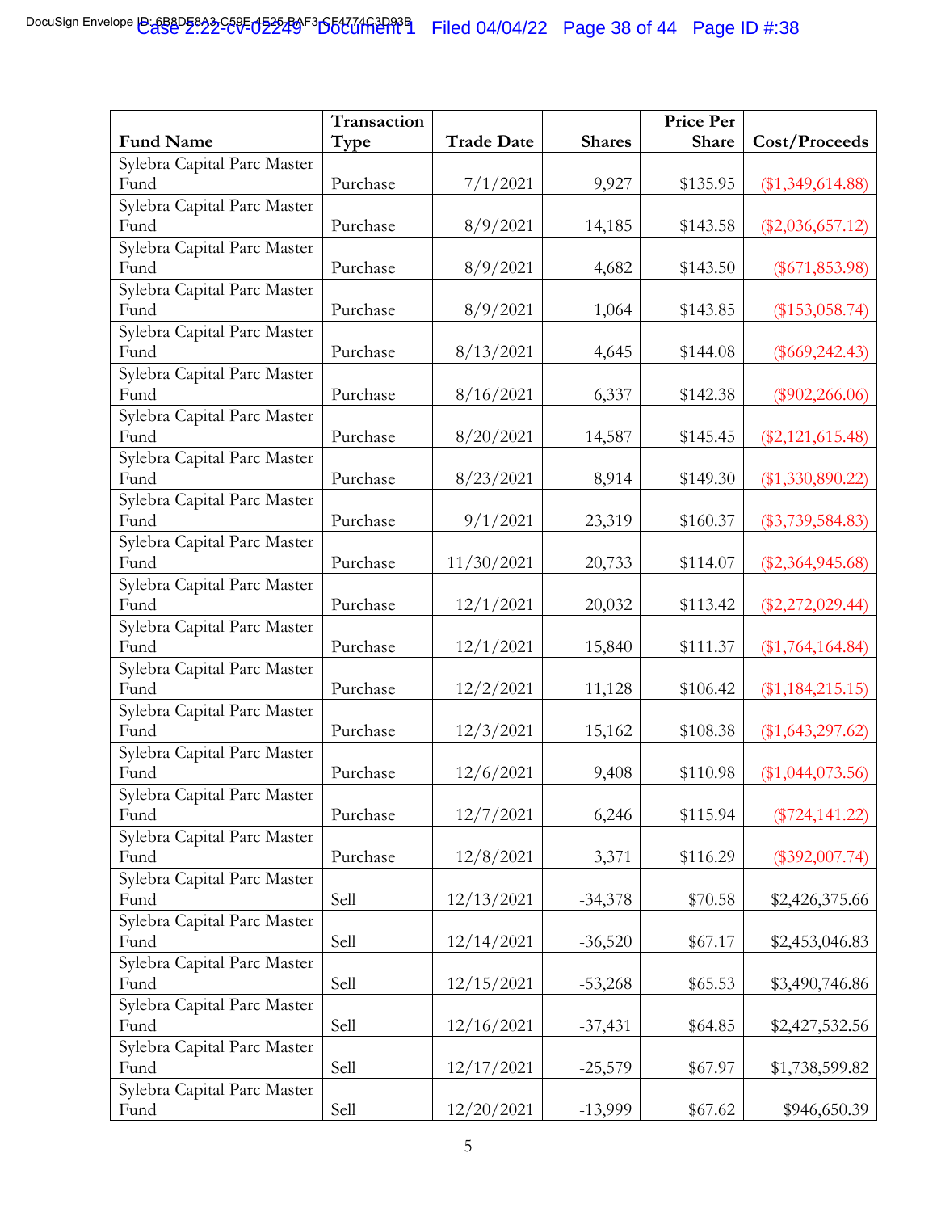| Fund Name | Transaction Type | Trade Date | Shares | Price Per Share | Cost/Proceeds |
|---|---|---|---|---|---|
| Sylebra Capital Parc Master Fund | Purchase | 7/1/2021 | 9,927 | $135.95 | ($1,349,614.88) |
| Sylebra Capital Parc Master Fund | Purchase | 8/9/2021 | 14,185 | $143.58 | ($2,036,657.12) |
| Sylebra Capital Parc Master Fund | Purchase | 8/9/2021 | 4,682 | $143.50 | ($671,853.98) |
| Sylebra Capital Parc Master Fund | Purchase | 8/9/2021 | 1,064 | $143.85 | ($153,058.74) |
| Sylebra Capital Parc Master Fund | Purchase | 8/13/2021 | 4,645 | $144.08 | ($669,242.43) |
| Sylebra Capital Parc Master Fund | Purchase | 8/16/2021 | 6,337 | $142.38 | ($902,266.06) |
| Sylebra Capital Parc Master Fund | Purchase | 8/20/2021 | 14,587 | $145.45 | ($2,121,615.48) |
| Sylebra Capital Parc Master Fund | Purchase | 8/23/2021 | 8,914 | $149.30 | ($1,330,890.22) |
| Sylebra Capital Parc Master Fund | Purchase | 9/1/2021 | 23,319 | $160.37 | ($3,739,584.83) |
| Sylebra Capital Parc Master Fund | Purchase | 11/30/2021 | 20,733 | $114.07 | ($2,364,945.68) |
| Sylebra Capital Parc Master Fund | Purchase | 12/1/2021 | 20,032 | $113.42 | ($2,272,029.44) |
| Sylebra Capital Parc Master Fund | Purchase | 12/1/2021 | 15,840 | $111.37 | ($1,764,164.84) |
| Sylebra Capital Parc Master Fund | Purchase | 12/2/2021 | 11,128 | $106.42 | ($1,184,215.15) |
| Sylebra Capital Parc Master Fund | Purchase | 12/3/2021 | 15,162 | $108.38 | ($1,643,297.62) |
| Sylebra Capital Parc Master Fund | Purchase | 12/6/2021 | 9,408 | $110.98 | ($1,044,073.56) |
| Sylebra Capital Parc Master Fund | Purchase | 12/7/2021 | 6,246 | $115.94 | ($724,141.22) |
| Sylebra Capital Parc Master Fund | Purchase | 12/8/2021 | 3,371 | $116.29 | ($392,007.74) |
| Sylebra Capital Parc Master Fund | Sell | 12/13/2021 | -34,378 | $70.58 | $2,426,375.66 |
| Sylebra Capital Parc Master Fund | Sell | 12/14/2021 | -36,520 | $67.17 | $2,453,046.83 |
| Sylebra Capital Parc Master Fund | Sell | 12/15/2021 | -53,268 | $65.53 | $3,490,746.86 |
| Sylebra Capital Parc Master Fund | Sell | 12/16/2021 | -37,431 | $64.85 | $2,427,532.56 |
| Sylebra Capital Parc Master Fund | Sell | 12/17/2021 | -25,579 | $67.97 | $1,738,599.82 |
| Sylebra Capital Parc Master Fund | Sell | 12/20/2021 | -13,999 | $67.62 | $946,650.39 |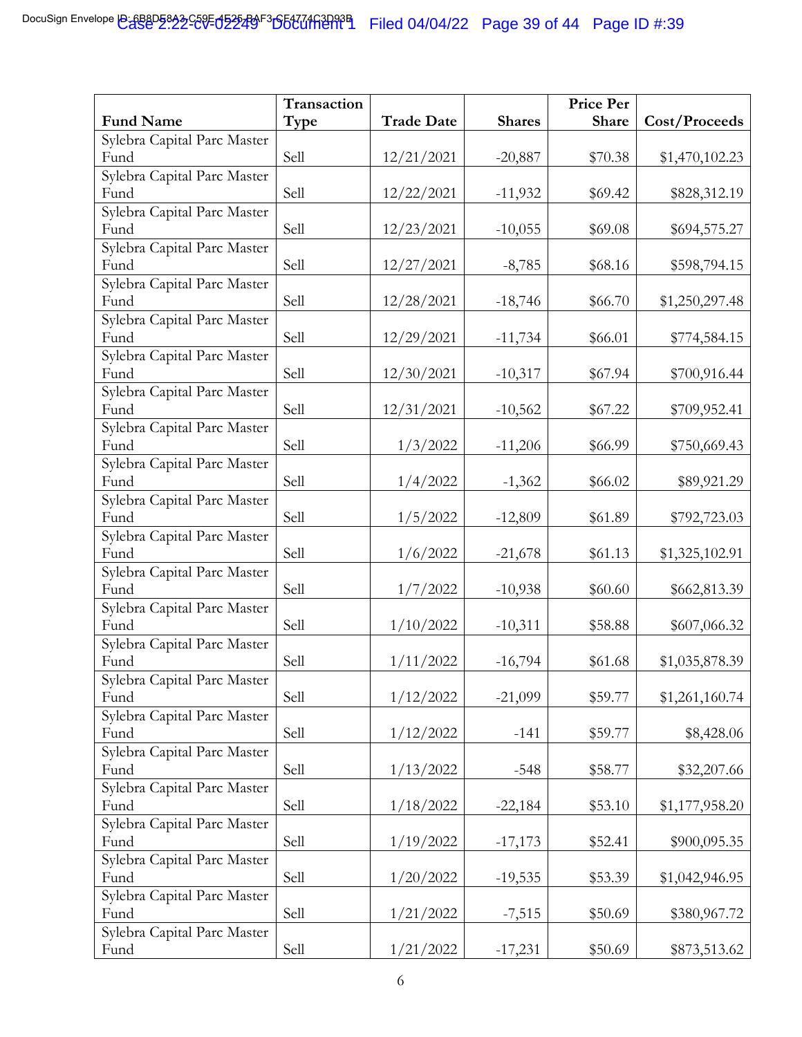| Fund Name | Transaction Type | Trade Date | Shares | Price Per Share | Cost/Proceeds |
|---|---|---|---|---|---|
| Sylebra Capital Parc Master Fund | Sell | 12/21/2021 | -20,887 | $70.38 | $1,470,102.23 |
| Sylebra Capital Parc Master Fund | Sell | 12/22/2021 | -11,932 | $69.42 | $828,312.19 |
| Sylebra Capital Parc Master Fund | Sell | 12/23/2021 | -10,055 | $69.08 | $694,575.27 |
| Sylebra Capital Parc Master Fund | Sell | 12/27/2021 | -8,785 | $68.16 | $598,794.15 |
| Sylebra Capital Parc Master Fund | Sell | 12/28/2021 | -18,746 | $66.70 | $1,250,297.48 |
| Sylebra Capital Parc Master Fund | Sell | 12/29/2021 | -11,734 | $66.01 | $774,584.15 |
| Sylebra Capital Parc Master Fund | Sell | 12/30/2021 | -10,317 | $67.94 | $700,916.44 |
| Sylebra Capital Parc Master Fund | Sell | 12/31/2021 | -10,562 | $67.22 | $709,952.41 |
| Sylebra Capital Parc Master Fund | Sell | 1/3/2022 | -11,206 | $66.99 | $750,669.43 |
| Sylebra Capital Parc Master Fund | Sell | 1/4/2022 | -1,362 | $66.02 | $89,921.29 |
| Sylebra Capital Parc Master Fund | Sell | 1/5/2022 | -12,809 | $61.89 | $792,723.03 |
| Sylebra Capital Parc Master Fund | Sell | 1/6/2022 | -21,678 | $61.13 | $1,325,102.91 |
| Sylebra Capital Parc Master Fund | Sell | 1/7/2022 | -10,938 | $60.60 | $662,813.39 |
| Sylebra Capital Parc Master Fund | Sell | 1/10/2022 | -10,311 | $58.88 | $607,066.32 |
| Sylebra Capital Parc Master Fund | Sell | 1/11/2022 | -16,794 | $61.68 | $1,035,878.39 |
| Sylebra Capital Parc Master Fund | Sell | 1/12/2022 | -21,099 | $59.77 | $1,261,160.74 |
| Sylebra Capital Parc Master Fund | Sell | 1/12/2022 | -141 | $59.77 | $8,428.06 |
| Sylebra Capital Parc Master Fund | Sell | 1/13/2022 | -548 | $58.77 | $32,207.66 |
| Sylebra Capital Parc Master Fund | Sell | 1/18/2022 | -22,184 | $53.10 | $1,177,958.20 |
| Sylebra Capital Parc Master Fund | Sell | 1/19/2022 | -17,173 | $52.41 | $900,095.35 |
| Sylebra Capital Parc Master Fund | Sell | 1/20/2022 | -19,535 | $53.39 | $1,042,946.95 |
| Sylebra Capital Parc Master Fund | Sell | 1/21/2022 | -7,515 | $50.69 | $380,967.72 |
| Sylebra Capital Parc Master Fund | Sell | 1/21/2022 | -17,231 | $50.69 | $873,513.62 |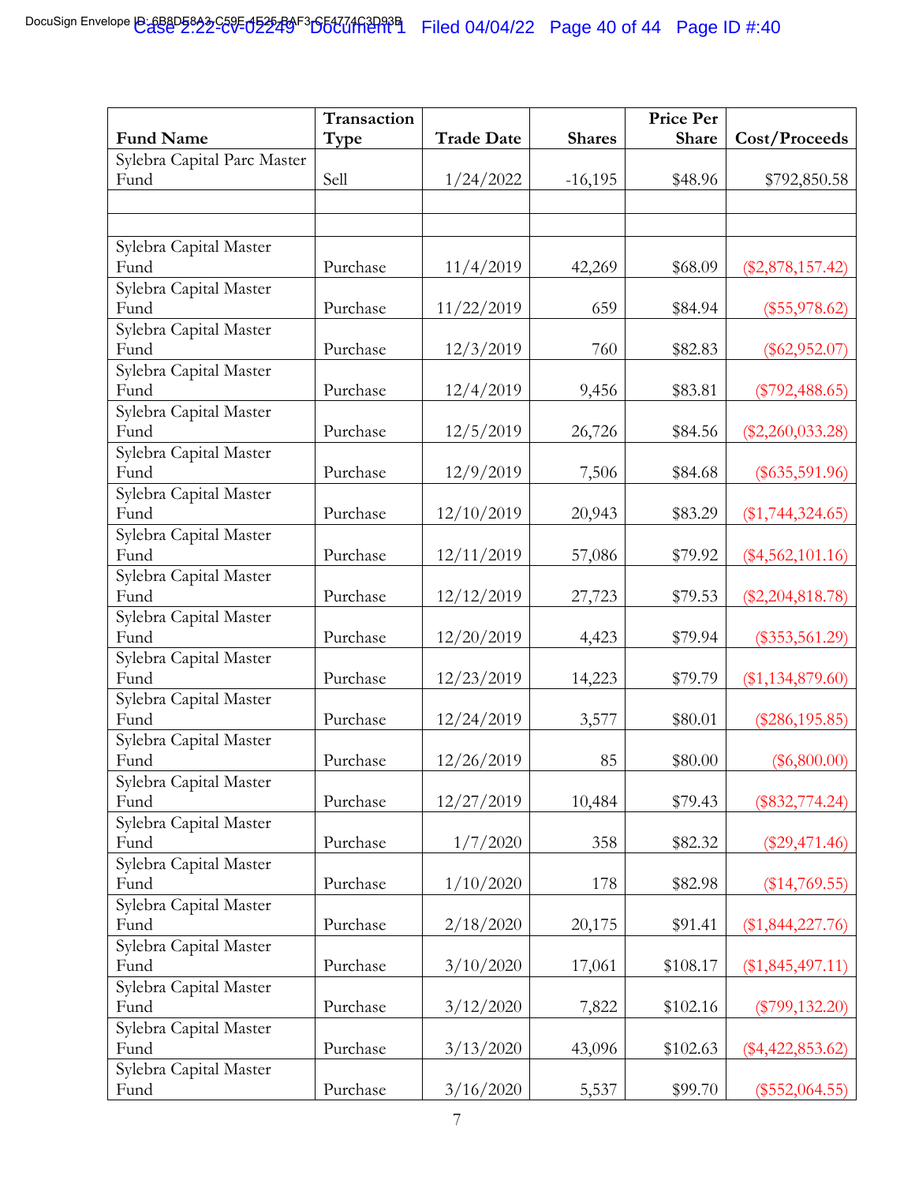| Fund Name | Transaction Type | Trade Date | Shares | Price Per Share | Cost/Proceeds |
|---|---|---|---|---|---|
| Sylebra Capital Parc Master Fund | Sell | 1/24/2022 | -16,195 | $48.96 | $792,850.58 |
| | | | | | |
| | | | | | |
| Sylebra Capital Master Fund | Purchase | 11/4/2019 | 42,269 | $68.09 | ($2,878,157.42) |
| Sylebra Capital Master Fund | Purchase | 11/22/2019 | 659 | $84.94 | ($55,978.62) |
| Sylebra Capital Master Fund | Purchase | 12/3/2019 | 760 | $82.83 | ($62,952.07) |
| Sylebra Capital Master Fund | Purchase | 12/4/2019 | 9,456 | $83.81 | ($792,488.65) |
| Sylebra Capital Master Fund | Purchase | 12/5/2019 | 26,726 | $84.56 | ($2,260,033.28) |
| Sylebra Capital Master Fund | Purchase | 12/9/2019 | 7,506 | $84.68 | ($635,591.96) |
| Sylebra Capital Master Fund | Purchase | 12/10/2019 | 20,943 | $83.29 | ($1,744,324.65) |
| Sylebra Capital Master Fund | Purchase | 12/11/2019 | 57,086 | $79.92 | ($4,562,101.16) |
| Sylebra Capital Master Fund | Purchase | 12/12/2019 | 27,723 | $79.53 | ($2,204,818.78) |
| Sylebra Capital Master Fund | Purchase | 12/20/2019 | 4,423 | $79.94 | ($353,561.29) |
| Sylebra Capital Master Fund | Purchase | 12/23/2019 | 14,223 | $79.79 | ($1,134,879.60) |
| Sylebra Capital Master Fund | Purchase | 12/24/2019 | 3,577 | $80.01 | ($286,195.85) |
| Sylebra Capital Master Fund | Purchase | 12/26/2019 | 85 | $80.00 | ($6,800.00) |
| Sylebra Capital Master Fund | Purchase | 12/27/2019 | 10,484 | $79.43 | ($832,774.24) |
| Sylebra Capital Master Fund | Purchase | 1/7/2020 | 358 | $82.32 | ($29,471.46) |
| Sylebra Capital Master Fund | Purchase | 1/10/2020 | 178 | $82.98 | ($14,769.55) |
| Sylebra Capital Master Fund | Purchase | 2/18/2020 | 20,175 | $91.41 | ($1,844,227.76) |
| Sylebra Capital Master Fund | Purchase | 3/10/2020 | 17,061 | $108.17 | ($1,845,497.11) |
| Sylebra Capital Master Fund | Purchase | 3/12/2020 | 7,822 | $102.16 | ($799,132.20) |
| Sylebra Capital Master Fund | Purchase | 3/13/2020 | 43,096 | $102.63 | ($4,422,853.62) |
| Sylebra Capital Master Fund | Purchase | 3/16/2020 | 5,537 | $99.70 | ($552,064.55) |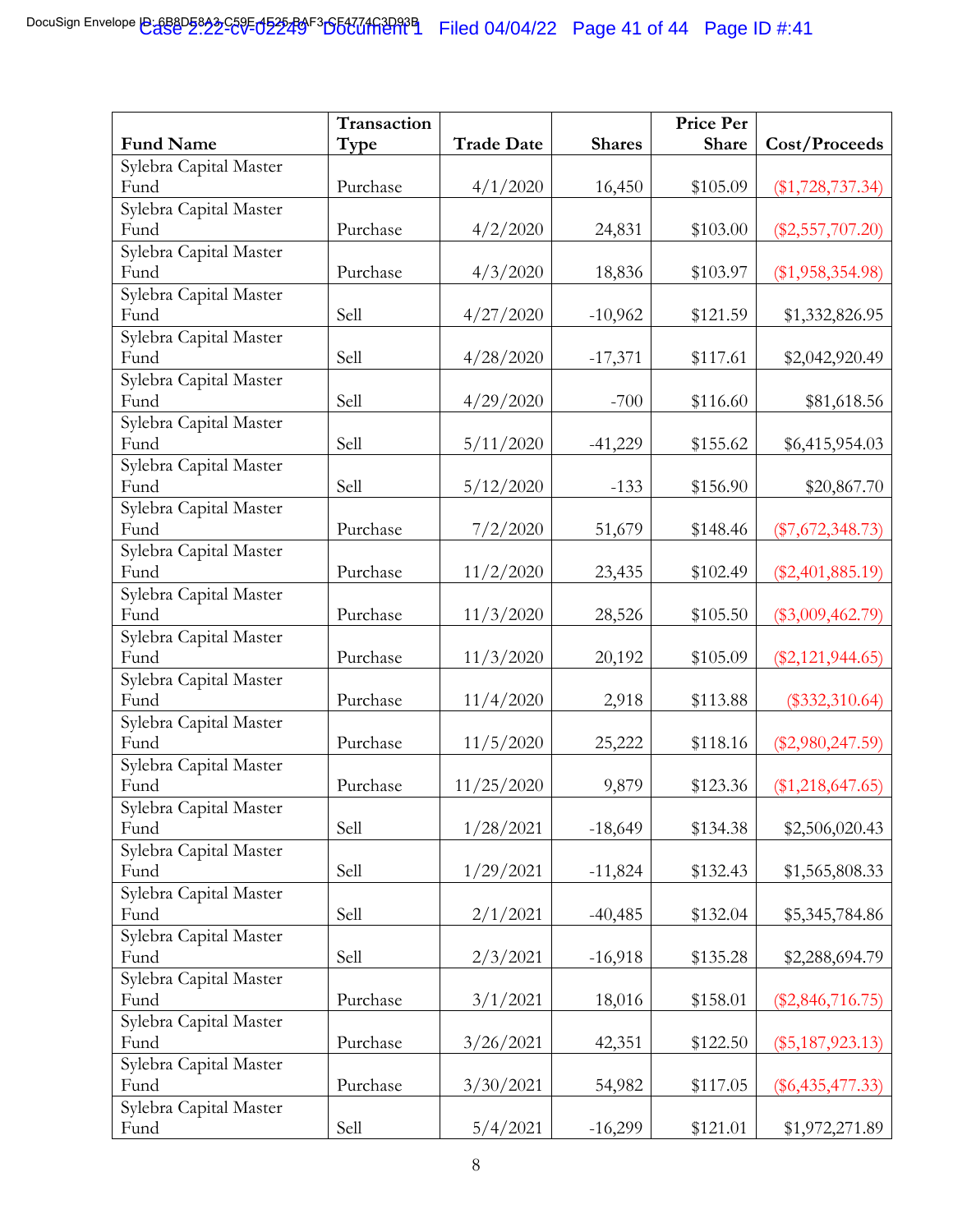| Fund Name | Transaction Type | Trade Date | Shares | Price Per Share | Cost/Proceeds |
|---|---|---|---|---|---|
| Sylebra Capital Master Fund | Purchase | 4/1/2020 | 16,450 | $105.09 | ($1,728,737.34) |
| Sylebra Capital Master Fund | Purchase | 4/2/2020 | 24,831 | $103.00 | ($2,557,707.20) |
| Sylebra Capital Master Fund | Purchase | 4/3/2020 | 18,836 | $103.97 | ($1,958,354.98) |
| Sylebra Capital Master Fund | Sell | 4/27/2020 | -10,962 | $121.59 | $1,332,826.95 |
| Sylebra Capital Master Fund | Sell | 4/28/2020 | -17,371 | $117.61 | $2,042,920.49 |
| Sylebra Capital Master Fund | Sell | 4/29/2020 | -700 | $116.60 | $81,618.56 |
| Sylebra Capital Master Fund | Sell | 5/11/2020 | -41,229 | $155.62 | $6,415,954.03 |
| Sylebra Capital Master Fund | Sell | 5/12/2020 | -133 | $156.90 | $20,867.70 |
| Sylebra Capital Master Fund | Purchase | 7/2/2020 | 51,679 | $148.46 | ($7,672,348.73) |
| Sylebra Capital Master Fund | Purchase | 11/2/2020 | 23,435 | $102.49 | ($2,401,885.19) |
| Sylebra Capital Master Fund | Purchase | 11/3/2020 | 28,526 | $105.50 | ($3,009,462.79) |
| Sylebra Capital Master Fund | Purchase | 11/3/2020 | 20,192 | $105.09 | ($2,121,944.65) |
| Sylebra Capital Master Fund | Purchase | 11/4/2020 | 2,918 | $113.88 | ($332,310.64) |
| Sylebra Capital Master Fund | Purchase | 11/5/2020 | 25,222 | $118.16 | ($2,980,247.59) |
| Sylebra Capital Master Fund | Purchase | 11/25/2020 | 9,879 | $123.36 | ($1,218,647.65) |
| Sylebra Capital Master Fund | Sell | 1/28/2021 | -18,649 | $134.38 | $2,506,020.43 |
| Sylebra Capital Master Fund | Sell | 1/29/2021 | -11,824 | $132.43 | $1,565,808.33 |
| Sylebra Capital Master Fund | Sell | 2/1/2021 | -40,485 | $132.04 | $5,345,784.86 |
| Sylebra Capital Master Fund | Sell | 2/3/2021 | -16,918 | $135.28 | $2,288,694.79 |
| Sylebra Capital Master Fund | Purchase | 3/1/2021 | 18,016 | $158.01 | ($2,846,716.75) |
| Sylebra Capital Master Fund | Purchase | 3/26/2021 | 42,351 | $122.50 | ($5,187,923.13) |
| Sylebra Capital Master Fund | Purchase | 3/30/2021 | 54,982 | $117.05 | ($6,435,477.33) |
| Sylebra Capital Master Fund | Sell | 5/4/2021 | -16,299 | $121.01 | $1,972,271.89 |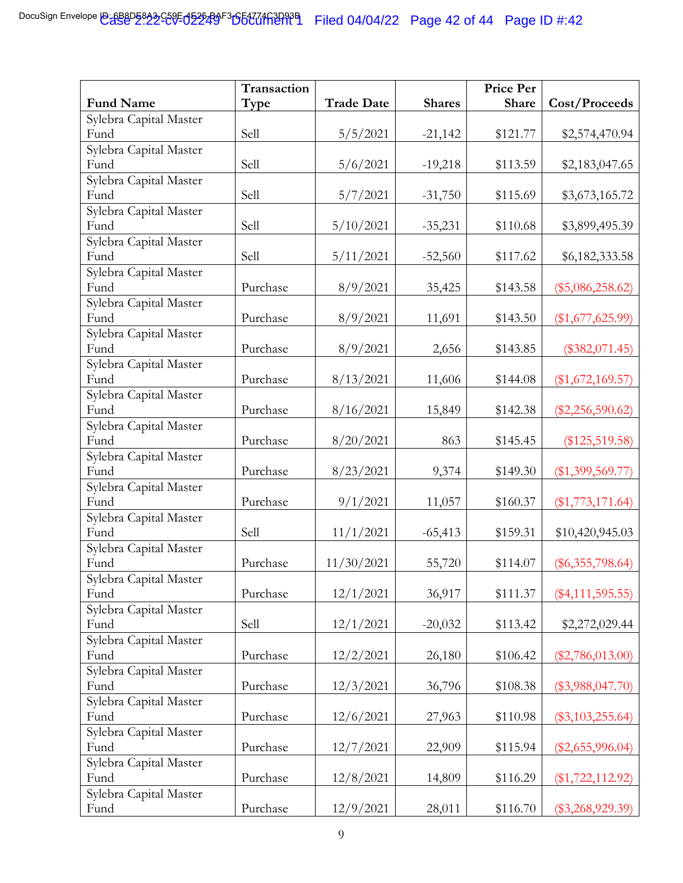| Fund Name | Transaction Type | Trade Date | Shares | Price Per Share | Cost/Proceeds |
|---|---|---|---|---|---|
| Sylebra Capital Master Fund | Sell | 5/5/2021 | -21,142 | $121.77 | $2,574,470.94 |
| Sylebra Capital Master Fund | Sell | 5/6/2021 | -19,218 | $113.59 | $2,183,047.65 |
| Sylebra Capital Master Fund | Sell | 5/7/2021 | -31,750 | $115.69 | $3,673,165.72 |
| Sylebra Capital Master Fund | Sell | 5/10/2021 | -35,231 | $110.68 | $3,899,495.39 |
| Sylebra Capital Master Fund | Sell | 5/11/2021 | -52,560 | $117.62 | $6,182,333.58 |
| Sylebra Capital Master Fund | Purchase | 8/9/2021 | 35,425 | $143.58 | ($5,086,258.62) |
| Sylebra Capital Master Fund | Purchase | 8/9/2021 | 11,691 | $143.50 | ($1,677,625.99) |
| Sylebra Capital Master Fund | Purchase | 8/9/2021 | 2,656 | $143.85 | ($382,071.45) |
| Sylebra Capital Master Fund | Purchase | 8/13/2021 | 11,606 | $144.08 | ($1,672,169.57) |
| Sylebra Capital Master Fund | Purchase | 8/16/2021 | 15,849 | $142.38 | ($2,256,590.62) |
| Sylebra Capital Master Fund | Purchase | 8/20/2021 | 863 | $145.45 | ($125,519.58) |
| Sylebra Capital Master Fund | Purchase | 8/23/2021 | 9,374 | $149.30 | ($1,399,569.77) |
| Sylebra Capital Master Fund | Purchase | 9/1/2021 | 11,057 | $160.37 | ($1,773,171.64) |
| Sylebra Capital Master Fund | Sell | 11/1/2021 | -65,413 | $159.31 | $10,420,945.03 |
| Sylebra Capital Master Fund | Purchase | 11/30/2021 | 55,720 | $114.07 | ($6,355,798.64) |
| Sylebra Capital Master Fund | Purchase | 12/1/2021 | 36,917 | $111.37 | ($4,111,595.55) |
| Sylebra Capital Master Fund | Sell | 12/1/2021 | -20,032 | $113.42 | $2,272,029.44 |
| Sylebra Capital Master Fund | Purchase | 12/2/2021 | 26,180 | $106.42 | ($2,786,013.00) |
| Sylebra Capital Master Fund | Purchase | 12/3/2021 | 36,796 | $108.38 | ($3,988,047.70) |
| Sylebra Capital Master Fund | Purchase | 12/6/2021 | 27,963 | $110.98 | ($3,103,255.64) |
| Sylebra Capital Master Fund | Purchase | 12/7/2021 | 22,909 | $115.94 | ($2,655,996.04) |
| Sylebra Capital Master Fund | Purchase | 12/8/2021 | 14,809 | $116.29 | ($1,722,112.92) |
| Sylebra Capital Master Fund | Purchase | 12/9/2021 | 28,011 | $116.70 | ($3,268,929.39) |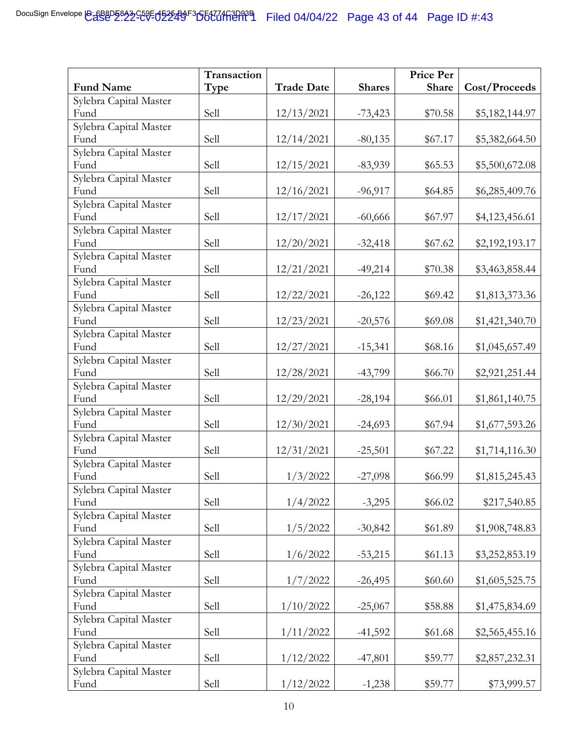| Fund Name | Transaction Type | Trade Date | Shares | Price Per Share | Cost/Proceeds |
|---|---|---|---|---|---|
| Sylebra Capital Master Fund | Sell | 12/13/2021 | -73,423 | $70.58 | $5,182,144.97 |
| Sylebra Capital Master Fund | Sell | 12/14/2021 | -80,135 | $67.17 | $5,382,664.50 |
| Sylebra Capital Master Fund | Sell | 12/15/2021 | -83,939 | $65.53 | $5,500,672.08 |
| Sylebra Capital Master Fund | Sell | 12/16/2021 | -96,917 | $64.85 | $6,285,409.76 |
| Sylebra Capital Master Fund | Sell | 12/17/2021 | -60,666 | $67.97 | $4,123,456.61 |
| Sylebra Capital Master Fund | Sell | 12/20/2021 | -32,418 | $67.62 | $2,192,193.17 |
| Sylebra Capital Master Fund | Sell | 12/21/2021 | -49,214 | $70.38 | $3,463,858.44 |
| Sylebra Capital Master Fund | Sell | 12/22/2021 | -26,122 | $69.42 | $1,813,373.36 |
| Sylebra Capital Master Fund | Sell | 12/23/2021 | -20,576 | $69.08 | $1,421,340.70 |
| Sylebra Capital Master Fund | Sell | 12/27/2021 | -15,341 | $68.16 | $1,045,657.49 |
| Sylebra Capital Master Fund | Sell | 12/28/2021 | -43,799 | $66.70 | $2,921,251.44 |
| Sylebra Capital Master Fund | Sell | 12/29/2021 | -28,194 | $66.01 | $1,861,140.75 |
| Sylebra Capital Master Fund | Sell | 12/30/2021 | -24,693 | $67.94 | $1,677,593.26 |
| Sylebra Capital Master Fund | Sell | 12/31/2021 | -25,501 | $67.22 | $1,714,116.30 |
| Sylebra Capital Master Fund | Sell | 1/3/2022 | -27,098 | $66.99 | $1,815,245.43 |
| Sylebra Capital Master Fund | Sell | 1/4/2022 | -3,295 | $66.02 | $217,540.85 |
| Sylebra Capital Master Fund | Sell | 1/5/2022 | -30,842 | $61.89 | $1,908,748.83 |
| Sylebra Capital Master Fund | Sell | 1/6/2022 | -53,215 | $61.13 | $3,252,853.19 |
| Sylebra Capital Master Fund | Sell | 1/7/2022 | -26,495 | $60.60 | $1,605,525.75 |
| Sylebra Capital Master Fund | Sell | 1/10/2022 | -25,067 | $58.88 | $1,475,834.69 |
| Sylebra Capital Master Fund | Sell | 1/11/2022 | -41,592 | $61.68 | $2,565,455.16 |
| Sylebra Capital Master Fund | Sell | 1/12/2022 | -47,801 | $59.77 | $2,857,232.31 |
| Sylebra Capital Master Fund | Sell | 1/12/2022 | -1,238 | $59.77 | $73,999.57 |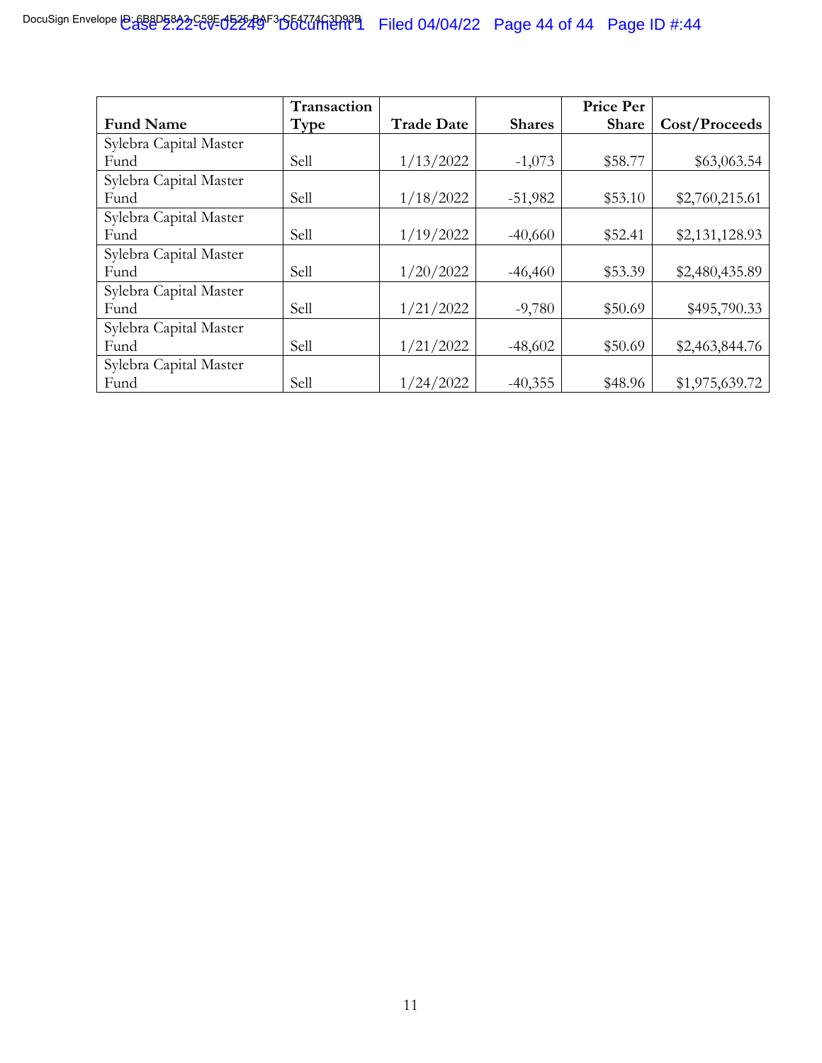| Fund Name | Transaction Type | Trade Date | Shares | Price Per Share | Cost/Proceeds |
|---|---|---|---|---|---|
| Sylebra Capital Master Fund | Sell | 1/13/2022 | -1,073 | $58.77 | $63,063.54 |
| Sylebra Capital Master Fund | Sell | 1/18/2022 | -51,982 | $53.10 | $2,760,215.61 |
| Sylebra Capital Master Fund | Sell | 1/19/2022 | -40,660 | $52.41 | $2,131,128.93 |
| Sylebra Capital Master Fund | Sell | 1/20/2022 | -46,460 | $53.39 | $2,480,435.89 |
| Sylebra Capital Master Fund | Sell | 1/21/2022 | -9,780 | $50.69 | $495,790.33 |
| Sylebra Capital Master Fund | Sell | 1/21/2022 | -48,602 | $50.69 | $2,463,844.76 |
| Sylebra Capital Master Fund | Sell | 1/24/2022 | -40,355 | $48.96 | $1,975,639.72 |